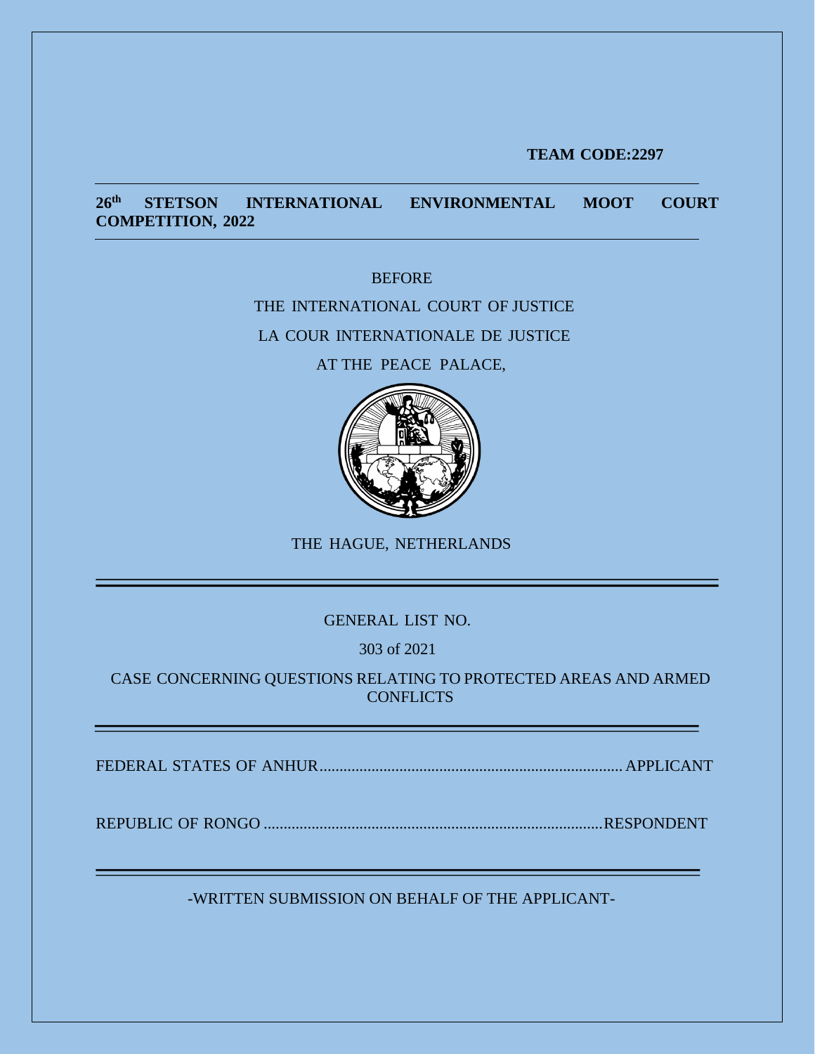**TEAM CODE:2297**

---

**26th STETSON INTERNATIONAL ENVIRONMENTAL MOOT COURT COMPETITION, 2022**

---

BEFORE

THE INTERNATIONAL COURT OF JUSTICE

LA COUR INTERNATIONALE DE JUSTICE

AT THE PEACE PALACE,

THE HAGUE, NETHERLANDS

---

GENERAL LIST NO.

303 of 2021

CASE CONCERNING QUESTIONS RELATING TO PROTECTED AREAS AND ARMED CONFLICTS

---

FEDERAL STATES OF ANHUR.......................................................................... APPLICANT

REPUBLIC OF RONGO ....................................................................................RESPONDENT

---

-WRITTEN SUBMISSION ON BEHALF OF THE APPLICANT-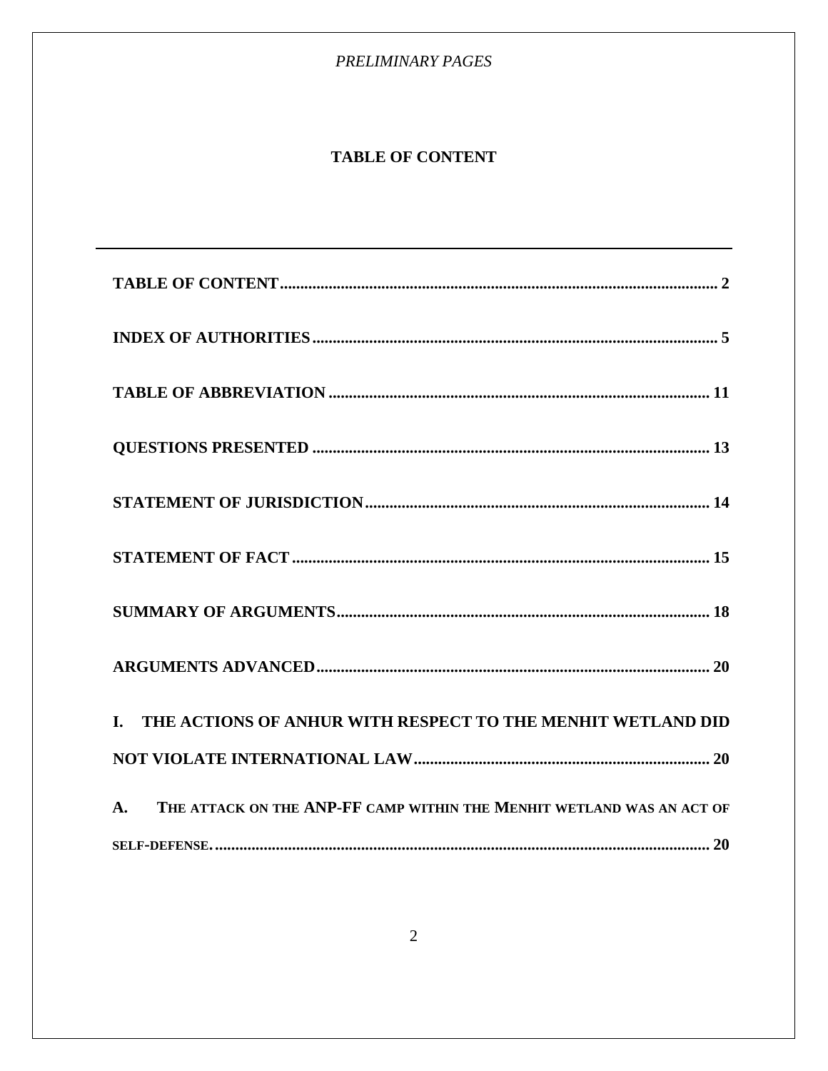## TABLE OF CONTENT

**TABLE OF CONTENT** ........................................................................................................ 2

**INDEX OF AUTHORITIES** .............................................................................................. 5

**TABLE OF ABBREVIATION** .......................................................................................... 11

**QUESTIONS PRESENTED** ............................................................................................. 13

**STATEMENT OF JURISDICTION** ................................................................................ 14

**STATEMENT OF FACT** ................................................................................................. 15

**SUMMARY OF ARGUMENTS** ..................................................................................... 18

**ARGUMENTS ADVANCED** .......................................................................................... 20

**I. THE ACTIONS OF ANHUR WITH RESPECT TO THE MENHIT WETLAND DID NOT VIOLATE INTERNATIONAL LAW** ................................................................... 20

**A. THE ATTACK ON THE ANP-FF CAMP WITHIN THE MENHIT WETLAND WAS AN ACT OF SELF-DEFENSE.** ........................................................................................................ 20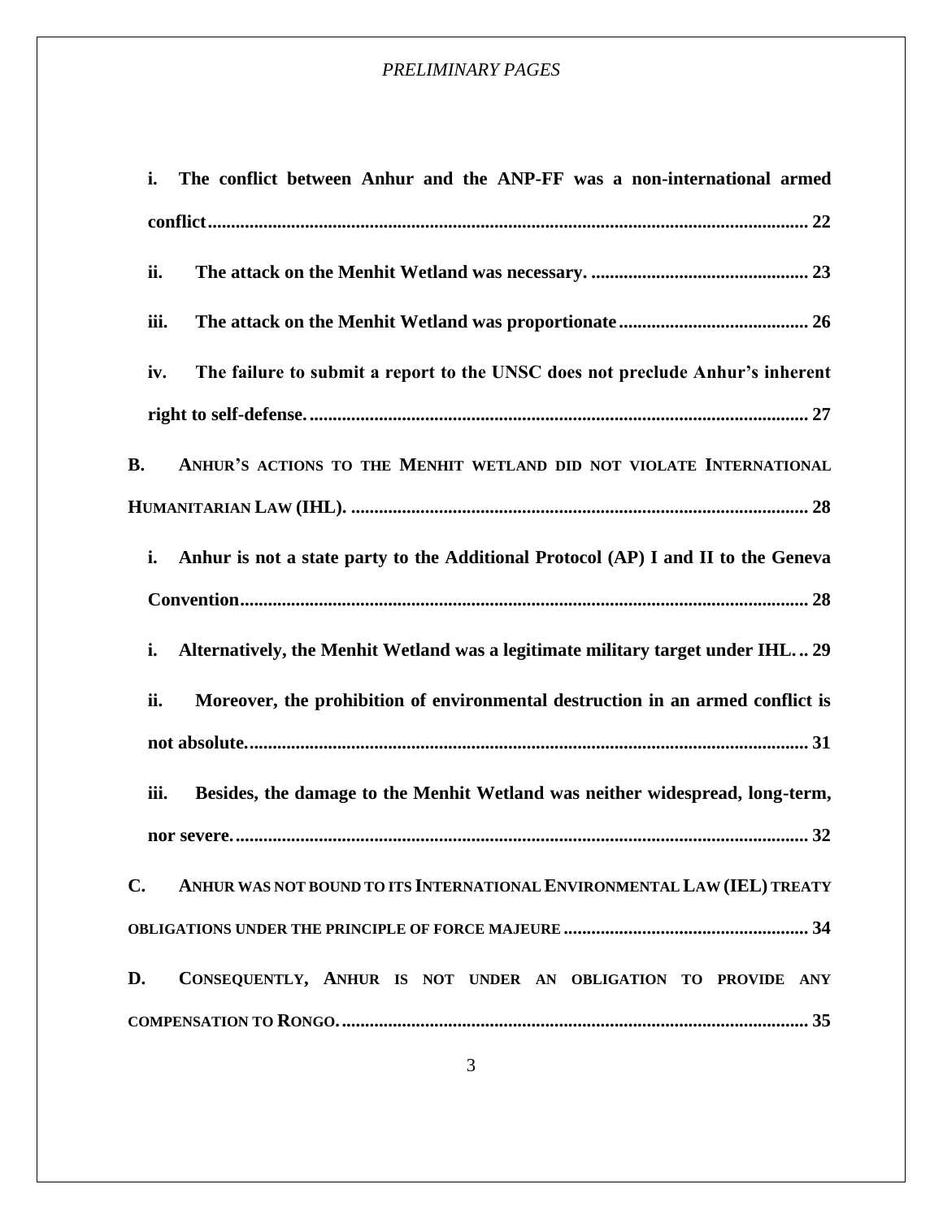**i. The conflict between Anhur and the ANP-FF was a non-international armed conflict................................................................................................................................ 22**

**ii. The attack on the Menhit Wetland was necessary. .............................................. 23**

**iii. The attack on the Menhit Wetland was proportionate........................................ 26**

**iv. The failure to submit a report to the UNSC does not preclude Anhur's inherent right to self-defense. ........................................................................................................... 27**

**B. ANHUR'S ACTIONS TO THE MENHIT WETLAND DID NOT VIOLATE INTERNATIONAL HUMANITARIAN LAW (IHL). .................................................................................................. 28**

**i. Anhur is not a state party to the Additional Protocol (AP) I and II to the Geneva Convention......................................................................................................................... 28**

**i. Alternatively, the Menhit Wetland was a legitimate military target under IHL. .. 29**

**ii. Moreover, the prohibition of environmental destruction in an armed conflict is not absolute........................................................................................................................ 31**

**iii. Besides, the damage to the Menhit Wetland was neither widespread, long-term, nor severe. .......................................................................................................................... 32**

**C. ANHUR WAS NOT BOUND TO ITS INTERNATIONAL ENVIRONMENTAL LAW (IEL) TREATY OBLIGATIONS UNDER THE PRINCIPLE OF FORCE MAJEURE ..................................................... 34**

**D. CONSEQUENTLY, ANHUR IS NOT UNDER AN OBLIGATION TO PROVIDE ANY COMPENSATION TO RONGO. .................................................................................................... 35**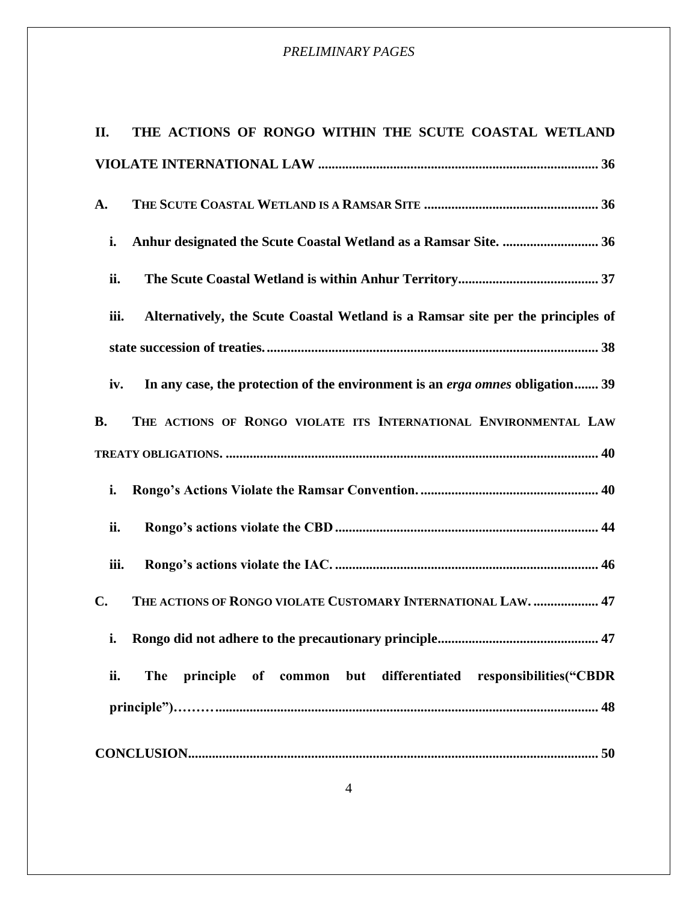**II. THE ACTIONS OF RONGO WITHIN THE SCUTE COASTAL WETLAND VIOLATE INTERNATIONAL LAW .................................................................................. 36**

**A. THE SCUTE COASTAL WETLAND IS A RAMSAR SITE .................................................. 36**

**i. Anhur designated the Scute Coastal Wetland as a Ramsar Site. ............................ 36**

**ii. The Scute Coastal Wetland is within Anhur Territory......................................... 37**

**iii. Alternatively, the Scute Coastal Wetland is a Ramsar site per the principles of state succession of treaties. ................................................................................................ 38**

**iv. In any case, the protection of the environment is an *erga omnes* obligation....... 39**

**B. THE ACTIONS OF RONGO VIOLATE ITS INTERNATIONAL ENVIRONMENTAL LAW TREATY OBLIGATIONS. ............................................................................................................ 40**

**i. Rongo's Actions Violate the Ramsar Convention. .................................................... 40**

**ii. Rongo's actions violate the CBD ............................................................................ 44**

**iii. Rongo's actions violate the IAC. ............................................................................ 46**

**C. THE ACTIONS OF RONGO VIOLATE CUSTOMARY INTERNATIONAL LAW. ................... 47**

**i. Rongo did not adhere to the precautionary principle.............................................. 47**

**ii. The principle of common but differentiated responsibilities("CBDR principle")……….............................................................................................................. 48**

**CONCLUSION...................................................................................................................... 50**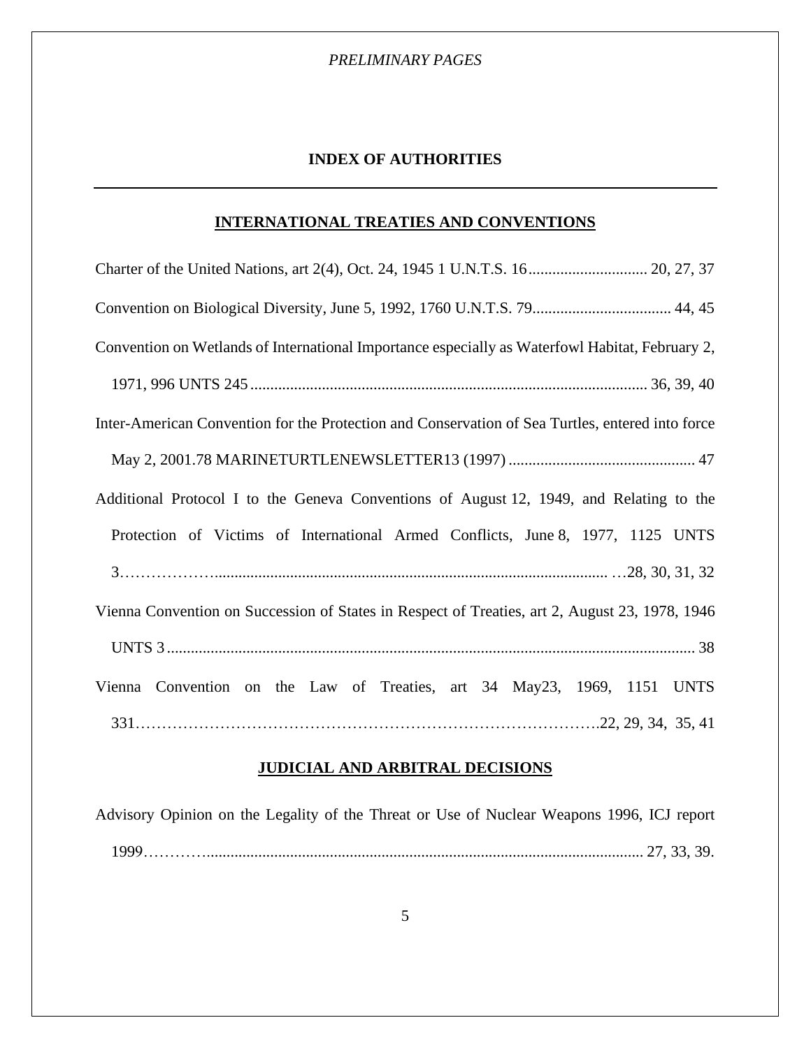## INDEX OF AUTHORITIES

### INTERNATIONAL TREATIES AND CONVENTIONS

Charter of the United Nations, art 2(4), Oct. 24, 1945 1 U.N.T.S. 16.............................. 20, 27, 37

Convention on Biological Diversity, June 5, 1992, 1760 U.N.T.S. 79................................... 44, 45

Convention on Wetlands of International Importance especially as Waterfowl Habitat, February 2, 1971, 996 UNTS 245.................................................................................................... 36, 39, 40

Inter-American Convention for the Protection and Conservation of Sea Turtles, entered into force May 2, 2001.78 MARINETURTLENEWSLETTER13 (1997) ............................................... 47

Additional Protocol I to the Geneva Conventions of August 12, 1949, and Relating to the Protection of Victims of International Armed Conflicts, June 8, 1977, 1125 UNTS 3……………….................................................................................................. …28, 30, 31, 32

Vienna Convention on Succession of States in Respect of Treaties, art 2, August 23, 1978, 1946 UNTS 3 ..................................................................................................................... 38

Vienna Convention on the Law of Treaties, art 34 May23, 1969, 1151 UNTS 331………………………………………………………………………….22, 29, 34, 35, 41

### JUDICIAL AND ARBITRAL DECISIONS

Advisory Opinion on the Legality of the Threat or Use of Nuclear Weapons 1996, ICJ report 1999………….............................................................................................................. 27, 33, 39.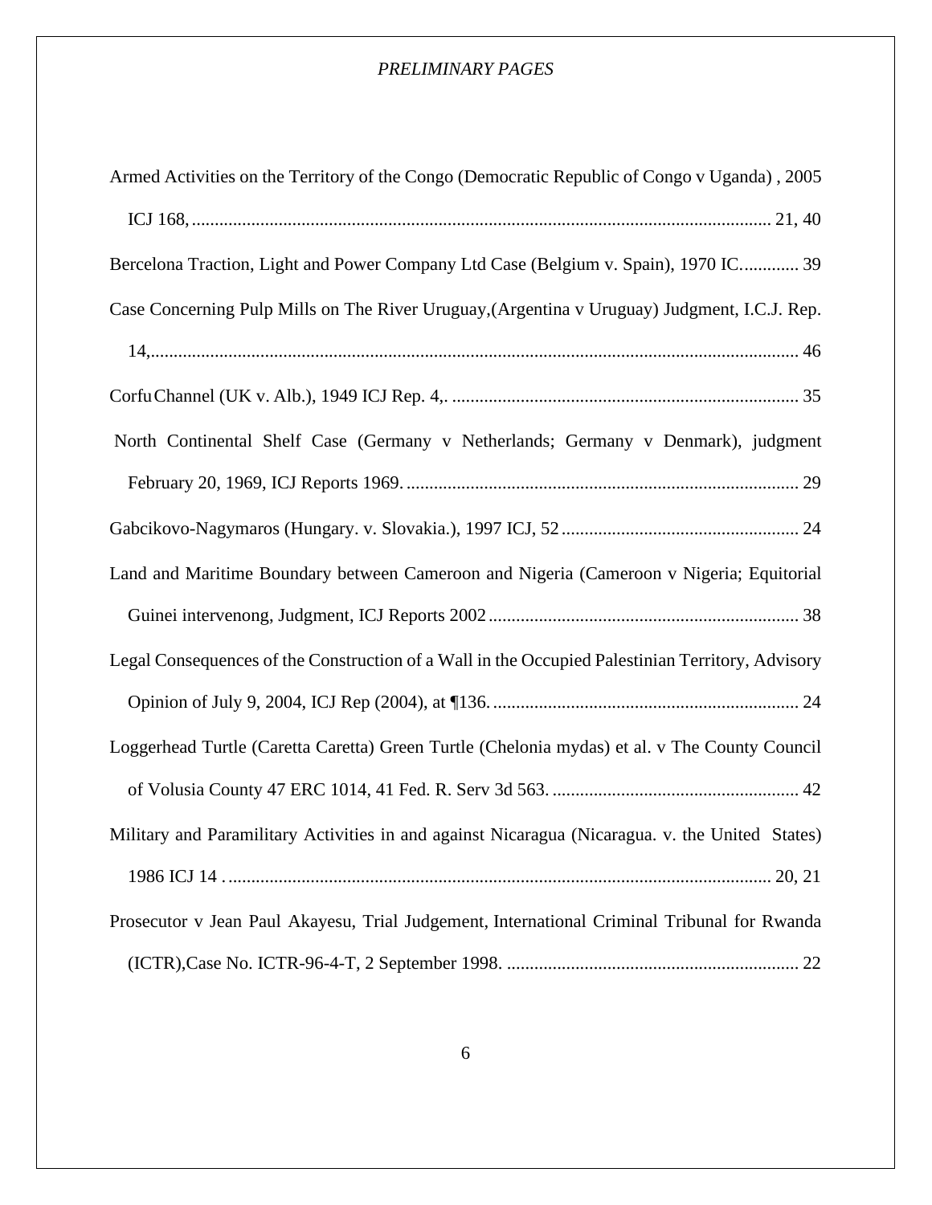Armed Activities on the Territory of the Congo (Democratic Republic of Congo v Uganda) , 2005 ICJ 168, ............................................................................................................................ 21, 40

Bercelona Traction, Light and Power Company Ltd Case (Belgium v. Spain), 1970 IC............. 39

Case Concerning Pulp Mills on The River Uruguay,(Argentina v Uruguay) Judgment, I.C.J. Rep. 14,............................................................................................................................................ 46

Corfu Channel (UK v. Alb.), 1949 ICJ Rep. 4,. ............................................................................ 35

North Continental Shelf Case (Germany v Netherlands; Germany v Denmark), judgment February 20, 1969, ICJ Reports 1969. ..................................................................................... 29

Gabcikovo-Nagymaros (Hungary. v. Slovakia.), 1997 ICJ, 52 .................................................... 24

Land and Maritime Boundary between Cameroon and Nigeria (Cameroon v Nigeria; Equitorial Guinei intervenong, Judgment, ICJ Reports 2002 ................................................................... 38

Legal Consequences of the Construction of a Wall in the Occupied Palestinian Territory, Advisory Opinion of July 9, 2004, ICJ Rep (2004), at ¶136. .................................................................. 24

Loggerhead Turtle (Caretta Caretta) Green Turtle (Chelonia mydas) et al. v The County Council of Volusia County 47 ERC 1014, 41 Fed. R. Serv 3d 563. ..................................................... 42

Military and Paramilitary Activities in and against Nicaragua (Nicaragua. v. the United States) 1986 ICJ 14 . ..................................................................................................................... 20, 21

Prosecutor v Jean Paul Akayesu, Trial Judgement, International Criminal Tribunal for Rwanda (ICTR),Case No. ICTR-96-4-T, 2 September 1998. ................................................................ 22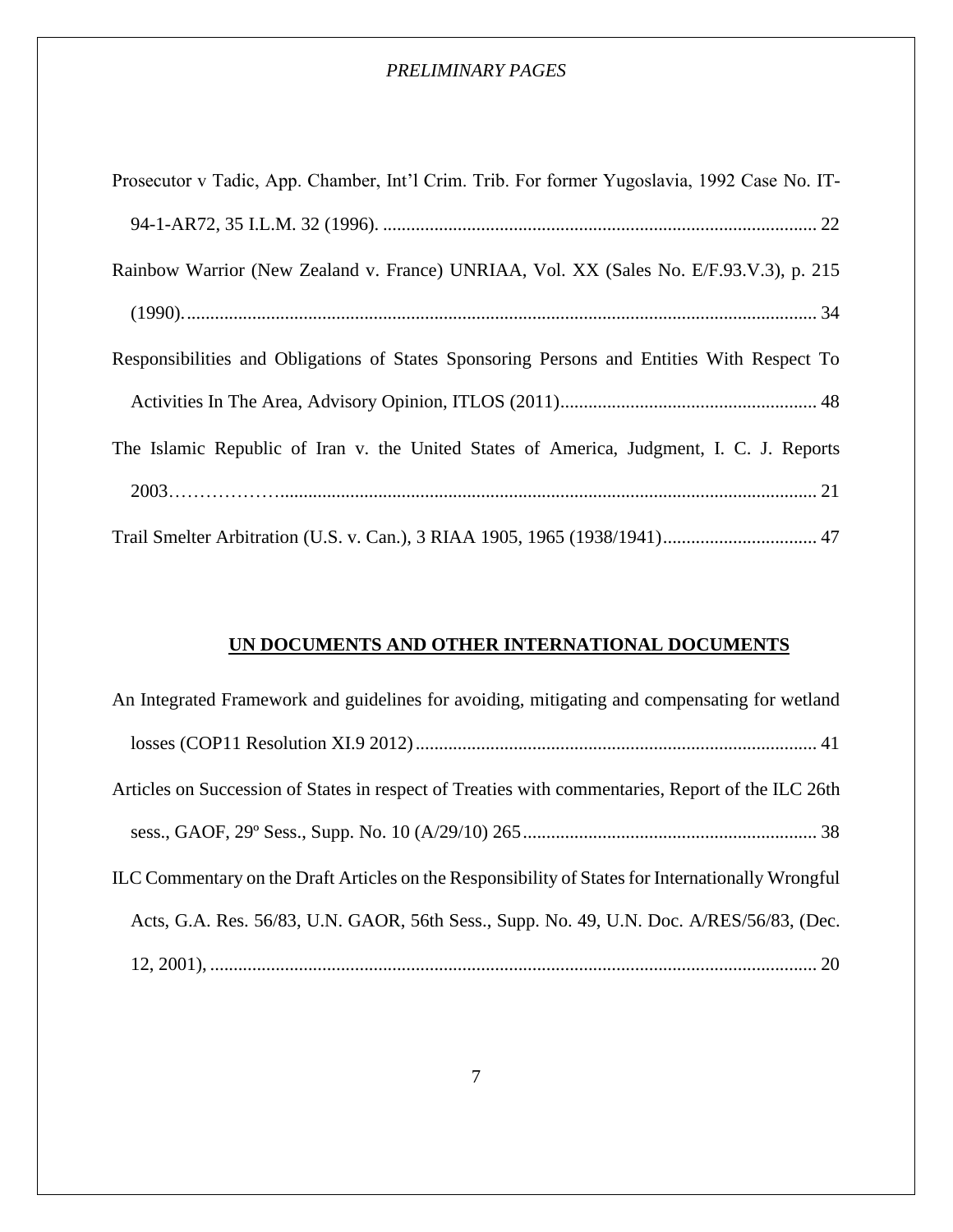Prosecutor v Tadic, App. Chamber, Int'l Crim. Trib. For former Yugoslavia, 1992 Case No. IT-94-1-AR72, 35 I.L.M. 32 (1996). ............................................................................................ 22

Rainbow Warrior (New Zealand v. France) UNRIAA, Vol. XX (Sales No. E/F.93.V.3), p. 215 (1990)...................................................................................................................... 34

Responsibilities and Obligations of States Sponsoring Persons and Entities With Respect To Activities In The Area, Advisory Opinion, ITLOS (2011)....................................................... 48

The Islamic Republic of Iran v. the United States of America, Judgment, I. C. J. Reports 2003……………….................................................................................................................. 21

Trail Smelter Arbitration (U.S. v. Can.), 3 RIAA 1905, 1965 (1938/1941)................................. 47

## UN DOCUMENTS AND OTHER INTERNATIONAL DOCUMENTS

An Integrated Framework and guidelines for avoiding, mitigating and compensating for wetland losses (COP11 Resolution XI.9 2012)...................................................................................... 41

Articles on Succession of States in respect of Treaties with commentaries, Report of the ILC 26th sess., GAOF, 29º Sess., Supp. No. 10 (A/29/10) 265............................................................... 38

ILC Commentary on the Draft Articles on the Responsibility of States for Internationally Wrongful Acts, G.A. Res. 56/83, U.N. GAOR, 56th Sess., Supp. No. 49, U.N. Doc. A/RES/56/83, (Dec. 12, 2001), .................................................................................................................................. 20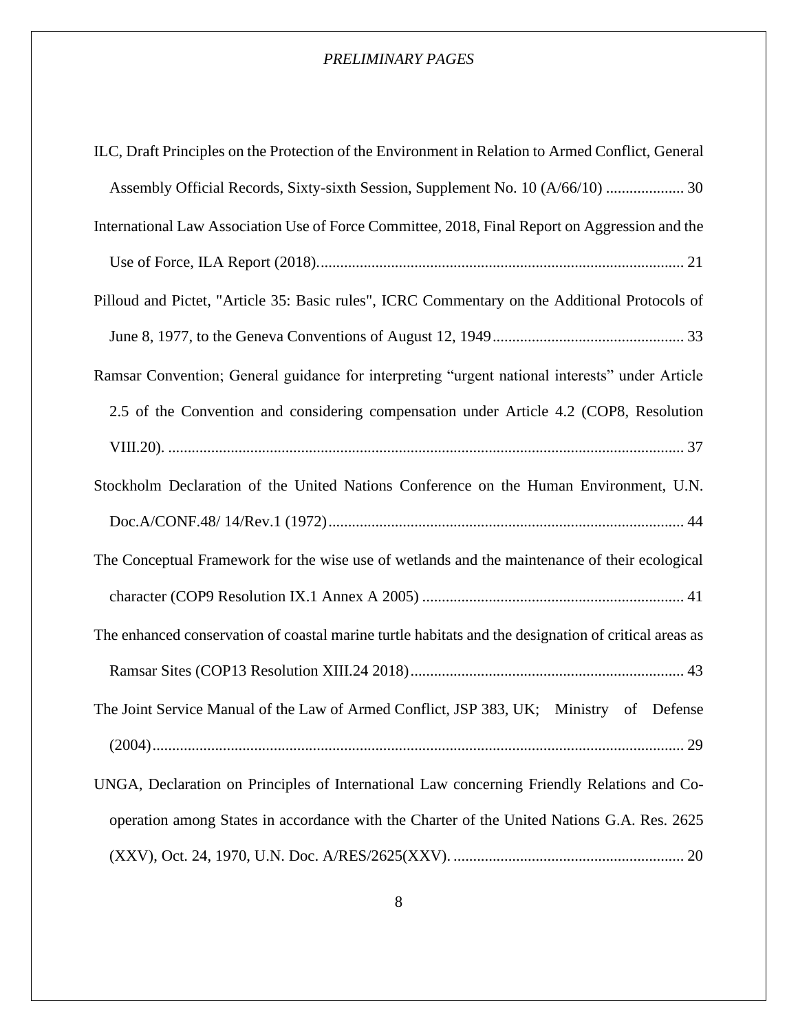ILC, Draft Principles on the Protection of the Environment in Relation to Armed Conflict, General Assembly Official Records, Sixty-sixth Session, Supplement No. 10 (A/66/10) .................... 30

International Law Association Use of Force Committee, 2018, Final Report on Aggression and the Use of Force, ILA Report (2018)............................................................................................. 21

Pilloud and Pictet, "Article 35: Basic rules", ICRC Commentary on the Additional Protocols of June 8, 1977, to the Geneva Conventions of August 12, 1949................................................. 33

Ramsar Convention; General guidance for interpreting "urgent national interests" under Article 2.5 of the Convention and considering compensation under Article 4.2 (COP8, Resolution VIII.20). .................................................................................................................... 37

Stockholm Declaration of the United Nations Conference on the Human Environment, U.N. Doc.A/CONF.48/ 14/Rev.1 (1972)........................................................................................... 44

The Conceptual Framework for the wise use of wetlands and the maintenance of their ecological character (COP9 Resolution IX.1 Annex A 2005) ................................................................... 41

The enhanced conservation of coastal marine turtle habitats and the designation of critical areas as Ramsar Sites (COP13 Resolution XIII.24 2018)...................................................................... 43

The Joint Service Manual of the Law of Armed Conflict, JSP 383, UK; Ministry of Defense (2004)........................................................................................................................... 29

UNGA, Declaration on Principles of International Law concerning Friendly Relations and Co-operation among States in accordance with the Charter of the United Nations G.A. Res. 2625 (XXV), Oct. 24, 1970, U.N. Doc. A/RES/2625(XXV). ........................................................... 20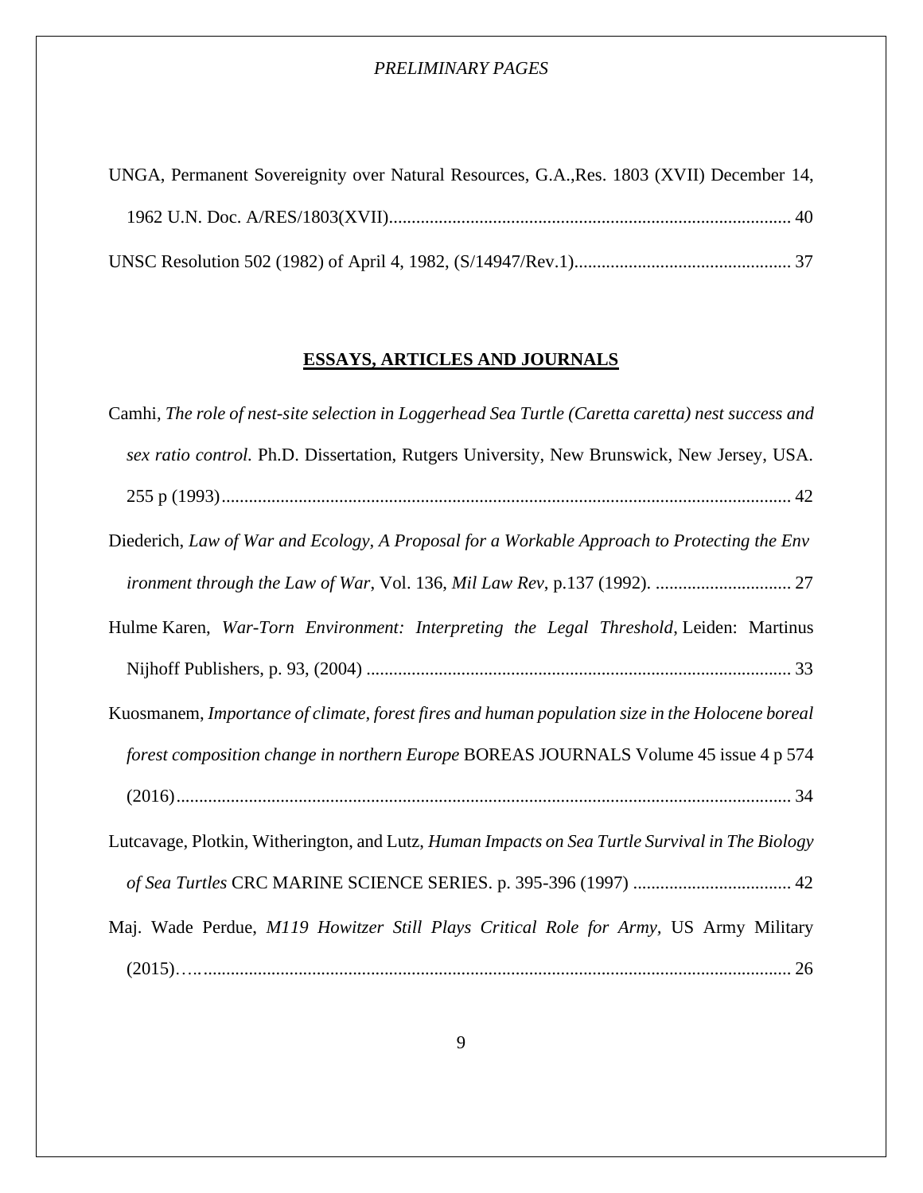UNGA, Permanent Sovereignity over Natural Resources, G.A.,Res. 1803 (XVII) December 14, 1962 U.N. Doc. A/RES/1803(XVII)......................................................................................... 40

UNSC Resolution 502 (1982) of April 4, 1982, (S/14947/Rev.1)................................................ 37

## ESSAYS, ARTICLES AND JOURNALS

Camhi, *The role of nest-site selection in Loggerhead Sea Turtle (Caretta caretta) nest success and sex ratio control.* Ph.D. Dissertation, Rutgers University, New Brunswick, New Jersey, USA. 255 p (1993)............................................................................................................................ 42

Diederich, *Law of War and Ecology, A Proposal for a Workable Approach to Protecting the Env ironment through the Law of War*, Vol. 136, *Mil Law Rev*, p.137 (1992). .............................. 27

Hulme Karen, *War-Torn Environment: Interpreting the Legal Threshold*, Leiden: Martinus Nijhoff Publishers, p. 93, (2004) .............................................................................................. 33

Kuosmanem, *Importance of climate, forest fires and human population size in the Holocene boreal forest composition change in northern Europe* BOREAS JOURNALS Volume 45 issue 4 p 574 (2016)........................................................................................................................................ 34

Lutcavage, Plotkin, Witherington, and Lutz, *Human Impacts on Sea Turtle Survival in The Biology of Sea Turtles* CRC MARINE SCIENCE SERIES. p. 395-396 (1997) ................................... 42

Maj. Wade Perdue, *M119 Howitzer Still Plays Critical Role for Army*, US Army Military (2015)…….............................................................................................................................. 26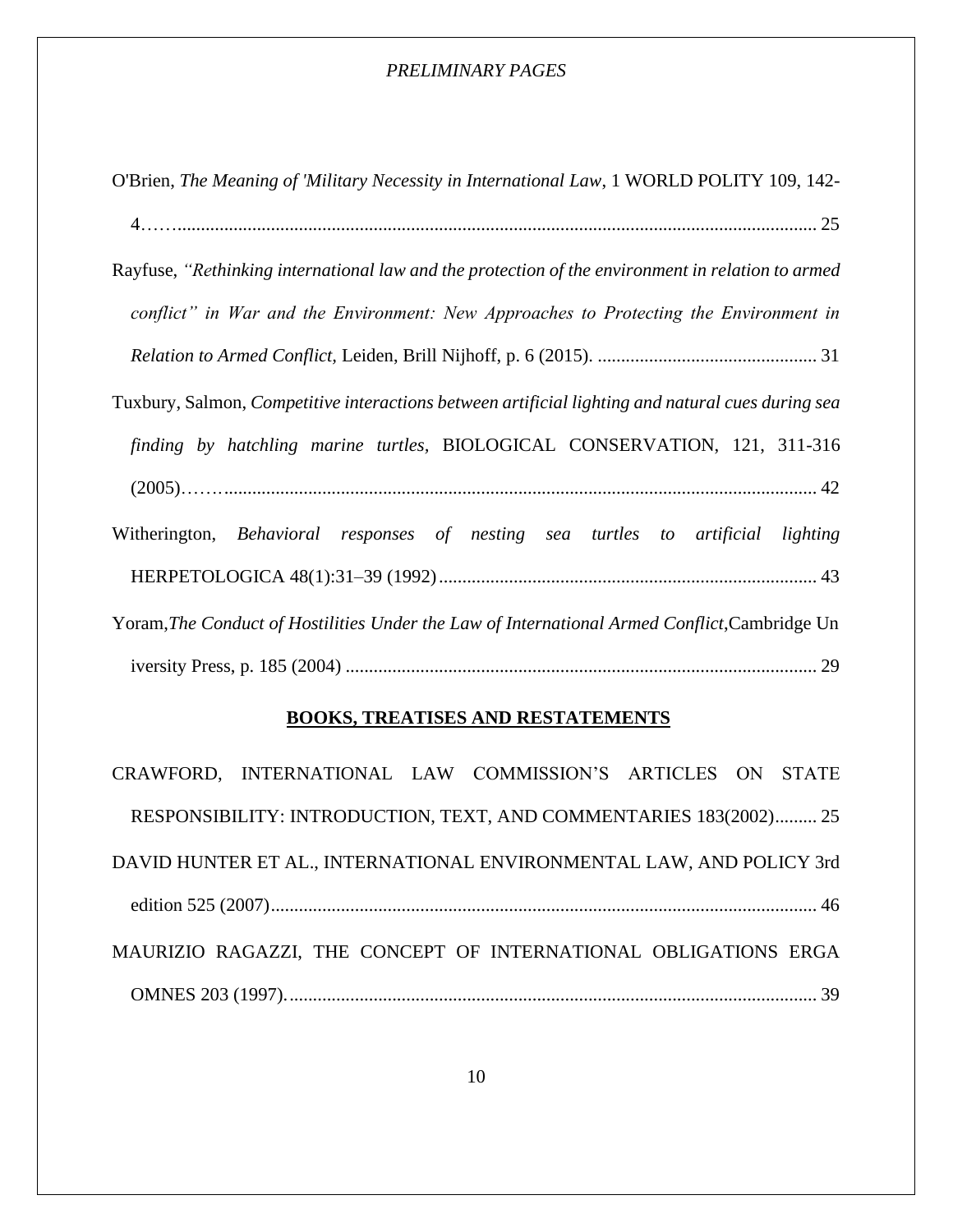O'Brien, *The Meaning of 'Military Necessity in International Law*, 1 WORLD POLITY 109, 142-4……........................................................................................................................... 25

Rayfuse, *"Rethinking international law and the protection of the environment in relation to armed conflict" in War and the Environment: New Approaches to Protecting the Environment in Relation to Armed Conflict*, Leiden, Brill Nijhoff, p. 6 (2015). ............................................... 31

Tuxbury, Salmon, *Competitive interactions between artificial lighting and natural cues during sea finding by hatchling marine turtles*, BIOLOGICAL CONSERVATION, 121, 311-316 (2005)…….............................................................................................................................. 42

Witherington, *Behavioral responses of nesting sea turtles to artificial lighting* HERPETOLOGICA 48(1):31–39 (1992)................................................................................. 43

Yoram,*The Conduct of Hostilities Under the Law of International Armed Conflict*,Cambridge University Press, p. 185 (2004) ..................................................................................................... 29

**BOOKS, TREATISES AND RESTATEMENTS**

CRAWFORD, INTERNATIONAL LAW COMMISSION'S ARTICLES ON STATE RESPONSIBILITY: INTRODUCTION, TEXT, AND COMMENTARIES 183(2002)......... 25

DAVID HUNTER ET AL., INTERNATIONAL ENVIRONMENTAL LAW, AND POLICY 3rd edition 525 (2007)..................................................................................................................... 46

MAURIZIO RAGAZZI, THE CONCEPT OF INTERNATIONAL OBLIGATIONS ERGA OMNES 203 (1997)................................................................................................................. 39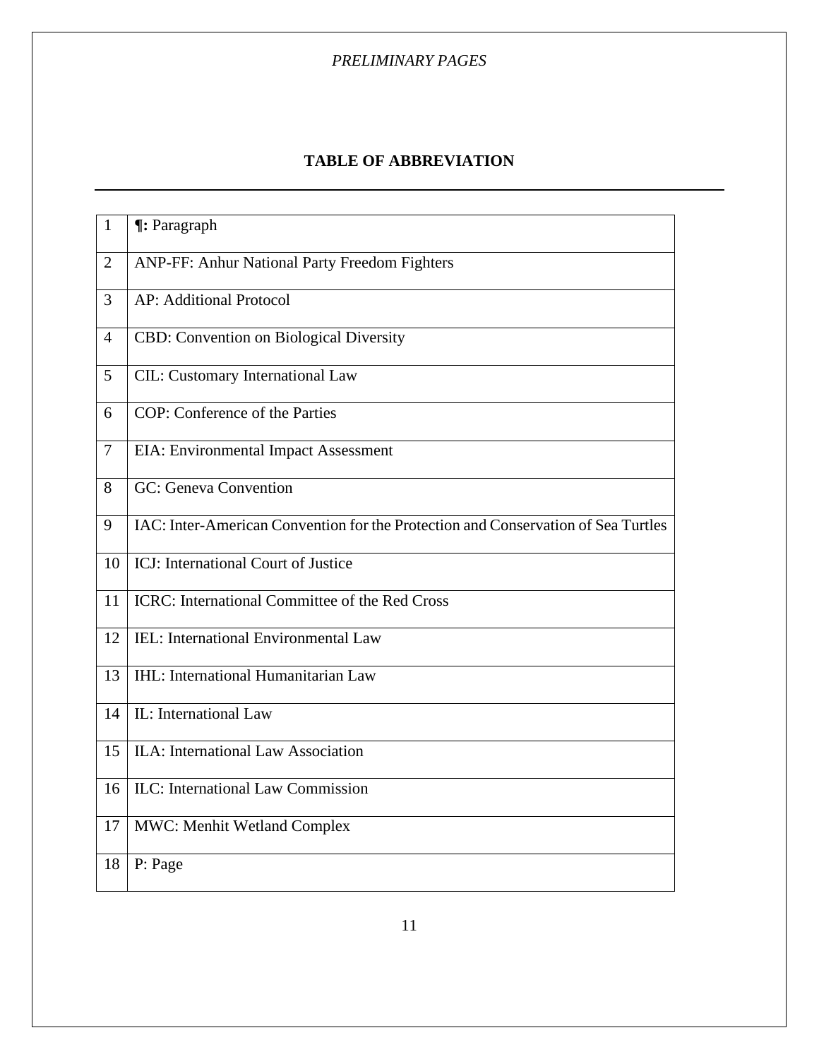## TABLE OF ABBREVIATION

| | |
|---|---|
| 1 | **¶:** Paragraph |
| 2 | ANP-FF: Anhur National Party Freedom Fighters |
| 3 | AP: Additional Protocol |
| 4 | CBD: Convention on Biological Diversity |
| 5 | CIL: Customary International Law |
| 6 | COP: Conference of the Parties |
| 7 | EIA: Environmental Impact Assessment |
| 8 | GC: Geneva Convention |
| 9 | IAC: Inter-American Convention for the Protection and Conservation of Sea Turtles |
| 10 | ICJ: International Court of Justice |
| 11 | ICRC: International Committee of the Red Cross |
| 12 | IEL: International Environmental Law |
| 13 | IHL: International Humanitarian Law |
| 14 | IL: International Law |
| 15 | ILA: International Law Association |
| 16 | ILC: International Law Commission |
| 17 | MWC: Menhit Wetland Complex |
| 18 | P: Page |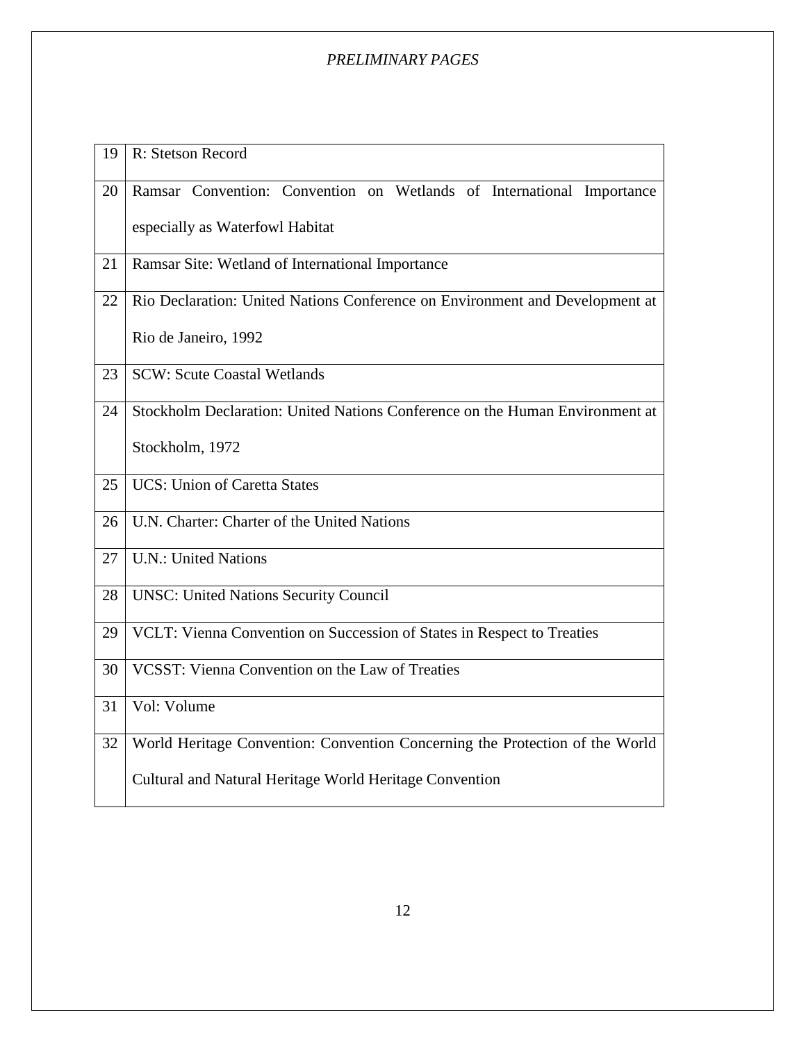| 19 | R: Stetson Record |
|---|---|
| 20 | Ramsar Convention: Convention on Wetlands of International Importance especially as Waterfowl Habitat |
| 21 | Ramsar Site: Wetland of International Importance |
| 22 | Rio Declaration: United Nations Conference on Environment and Development at Rio de Janeiro, 1992 |
| 23 | SCW: Scute Coastal Wetlands |
| 24 | Stockholm Declaration: United Nations Conference on the Human Environment at Stockholm, 1972 |
| 25 | UCS: Union of Caretta States |
| 26 | U.N. Charter: Charter of the United Nations |
| 27 | U.N.: United Nations |
| 28 | UNSC: United Nations Security Council |
| 29 | VCLT: Vienna Convention on Succession of States in Respect to Treaties |
| 30 | VCSST: Vienna Convention on the Law of Treaties |
| 31 | Vol: Volume |
| 32 | World Heritage Convention: Convention Concerning the Protection of the World Cultural and Natural Heritage World Heritage Convention |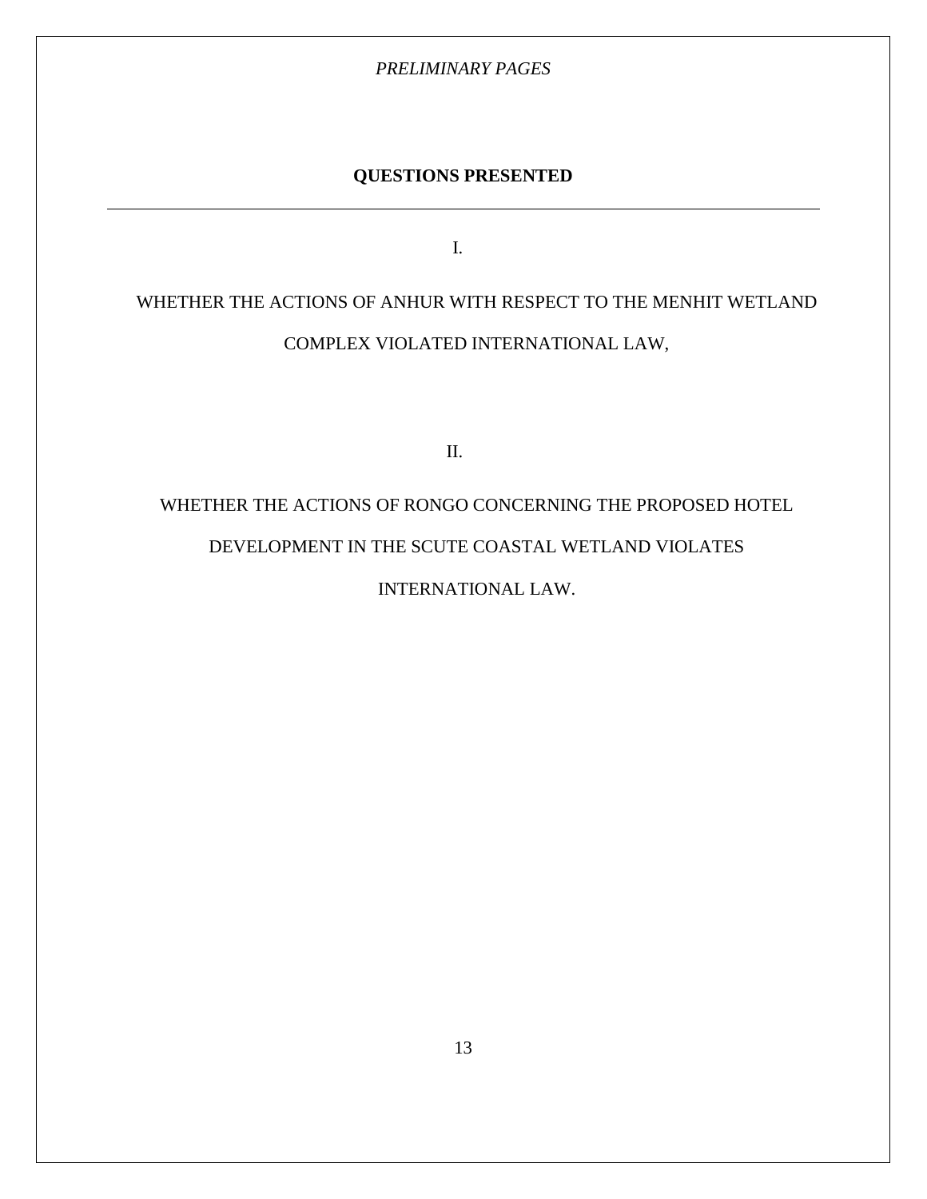## QUESTIONS PRESENTED

---

I.

WHETHER THE ACTIONS OF ANHUR WITH RESPECT TO THE MENHIT WETLAND COMPLEX VIOLATED INTERNATIONAL LAW,

II.

WHETHER THE ACTIONS OF RONGO CONCERNING THE PROPOSED HOTEL DEVELOPMENT IN THE SCUTE COASTAL WETLAND VIOLATES INTERNATIONAL LAW.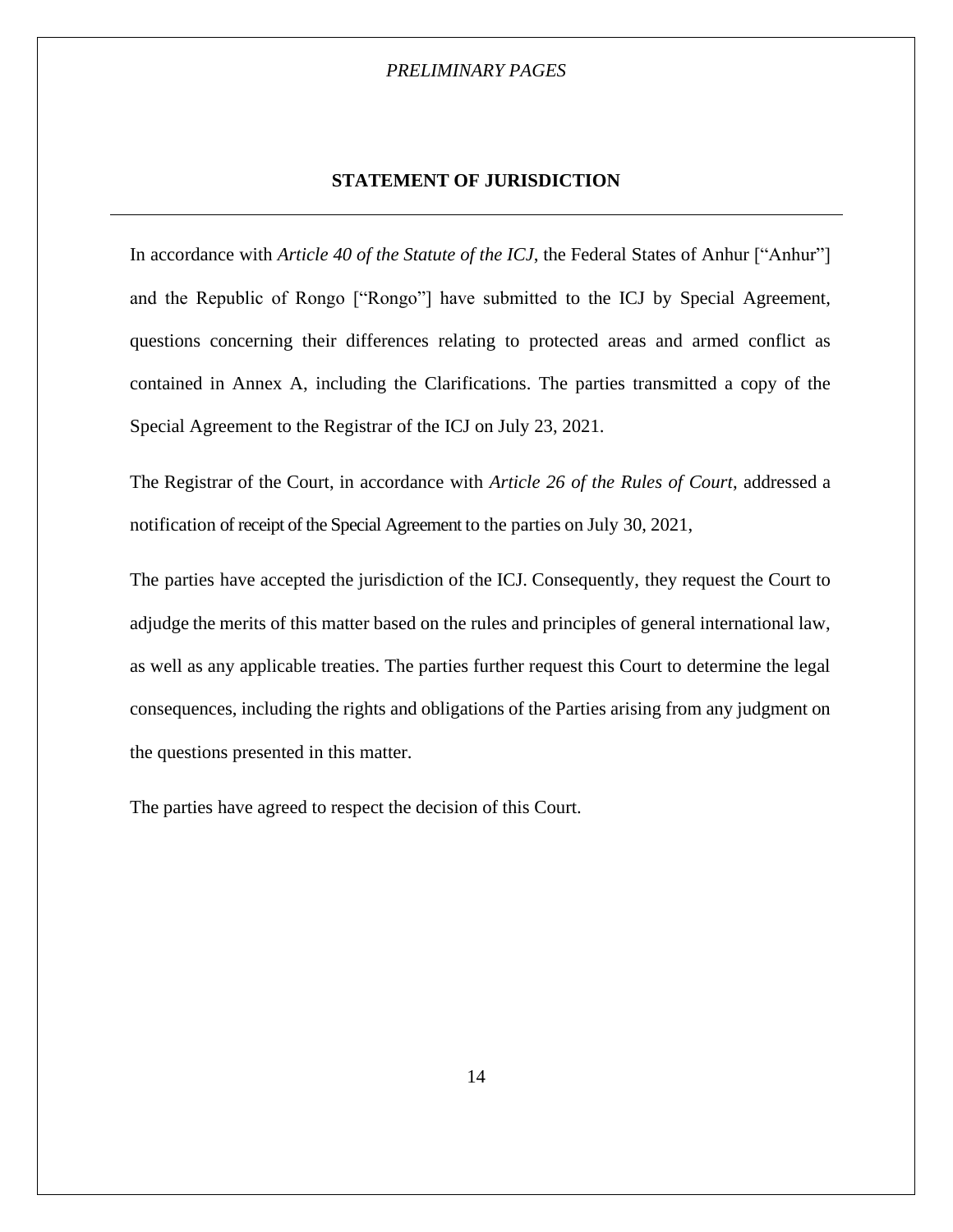## STATEMENT OF JURISDICTION

In accordance with *Article 40 of the Statute of the ICJ*, the Federal States of Anhur ["Anhur"] and the Republic of Rongo ["Rongo"] have submitted to the ICJ by Special Agreement, questions concerning their differences relating to protected areas and armed conflict as contained in Annex A, including the Clarifications. The parties transmitted a copy of the Special Agreement to the Registrar of the ICJ on July 23, 2021.

The Registrar of the Court, in accordance with *Article 26 of the Rules of Court*, addressed a notification of receipt of the Special Agreement to the parties on July 30, 2021,

The parties have accepted the jurisdiction of the ICJ. Consequently, they request the Court to adjudge the merits of this matter based on the rules and principles of general international law, as well as any applicable treaties. The parties further request this Court to determine the legal consequences, including the rights and obligations of the Parties arising from any judgment on the questions presented in this matter.

The parties have agreed to respect the decision of this Court.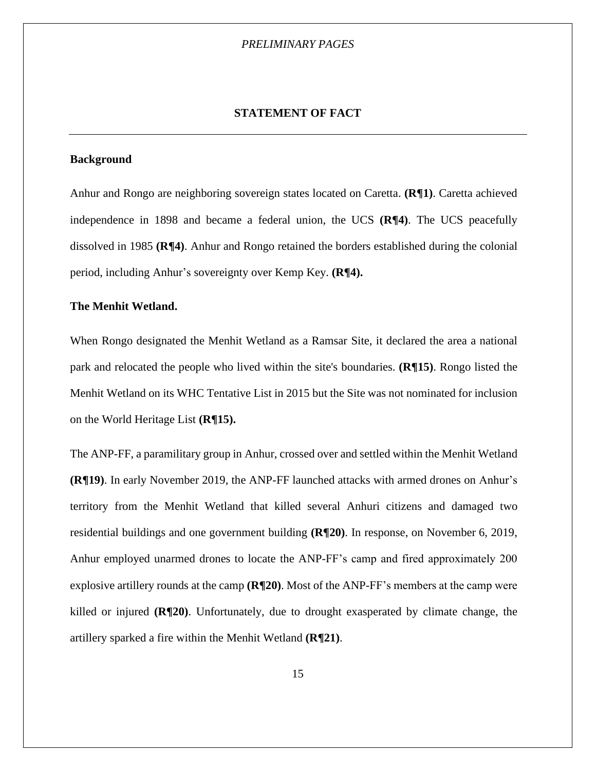## STATEMENT OF FACT

---

**Background**

Anhur and Rongo are neighboring sovereign states located on Caretta. **(R¶1)**. Caretta achieved independence in 1898 and became a federal union, the UCS **(R¶4)**. The UCS peacefully dissolved in 1985 **(R¶4)**. Anhur and Rongo retained the borders established during the colonial period, including Anhur's sovereignty over Kemp Key. **(R¶4).**

**The Menhit Wetland.**

When Rongo designated the Menhit Wetland as a Ramsar Site, it declared the area a national park and relocated the people who lived within the site's boundaries. **(R¶15)**. Rongo listed the Menhit Wetland on its WHC Tentative List in 2015 but the Site was not nominated for inclusion on the World Heritage List **(R¶15).**

The ANP-FF, a paramilitary group in Anhur, crossed over and settled within the Menhit Wetland **(R¶19)**. In early November 2019, the ANP-FF launched attacks with armed drones on Anhur's territory from the Menhit Wetland that killed several Anhuri citizens and damaged two residential buildings and one government building **(R¶20)**. In response, on November 6, 2019, Anhur employed unarmed drones to locate the ANP-FF's camp and fired approximately 200 explosive artillery rounds at the camp **(R¶20)**. Most of the ANP-FF's members at the camp were killed or injured **(R¶20)**. Unfortunately, due to drought exasperated by climate change, the artillery sparked a fire within the Menhit Wetland **(R¶21)**.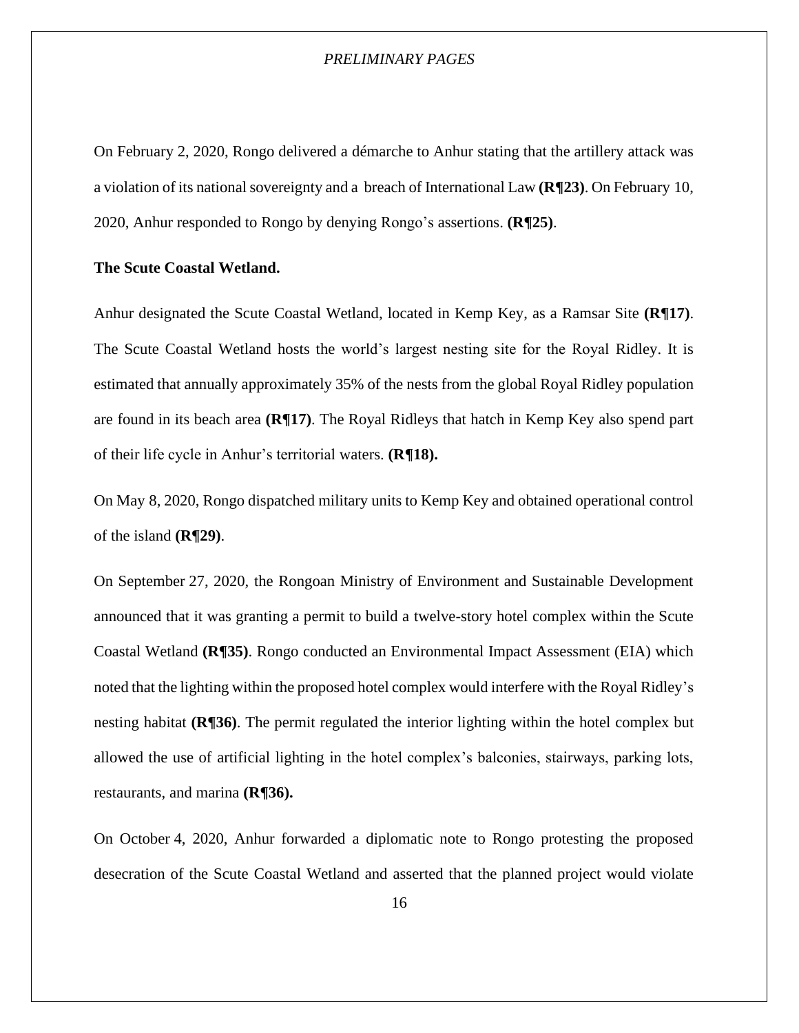On February 2, 2020, Rongo delivered a démarche to Anhur stating that the artillery attack was a violation of its national sovereignty and a breach of International Law **(R¶23)**. On February 10, 2020, Anhur responded to Rongo by denying Rongo's assertions. **(R¶25)**.

**The Scute Coastal Wetland.**

Anhur designated the Scute Coastal Wetland, located in Kemp Key, as a Ramsar Site **(R¶17)**. The Scute Coastal Wetland hosts the world's largest nesting site for the Royal Ridley. It is estimated that annually approximately 35% of the nests from the global Royal Ridley population are found in its beach area **(R¶17)**. The Royal Ridleys that hatch in Kemp Key also spend part of their life cycle in Anhur's territorial waters. **(R¶18).**

On May 8, 2020, Rongo dispatched military units to Kemp Key and obtained operational control of the island **(R¶29)**.

On September 27, 2020, the Rongoan Ministry of Environment and Sustainable Development announced that it was granting a permit to build a twelve-story hotel complex within the Scute Coastal Wetland **(R¶35)**. Rongo conducted an Environmental Impact Assessment (EIA) which noted that the lighting within the proposed hotel complex would interfere with the Royal Ridley's nesting habitat **(R¶36)**. The permit regulated the interior lighting within the hotel complex but allowed the use of artificial lighting in the hotel complex's balconies, stairways, parking lots, restaurants, and marina **(R¶36).**

On October 4, 2020, Anhur forwarded a diplomatic note to Rongo protesting the proposed desecration of the Scute Coastal Wetland and asserted that the planned project would violate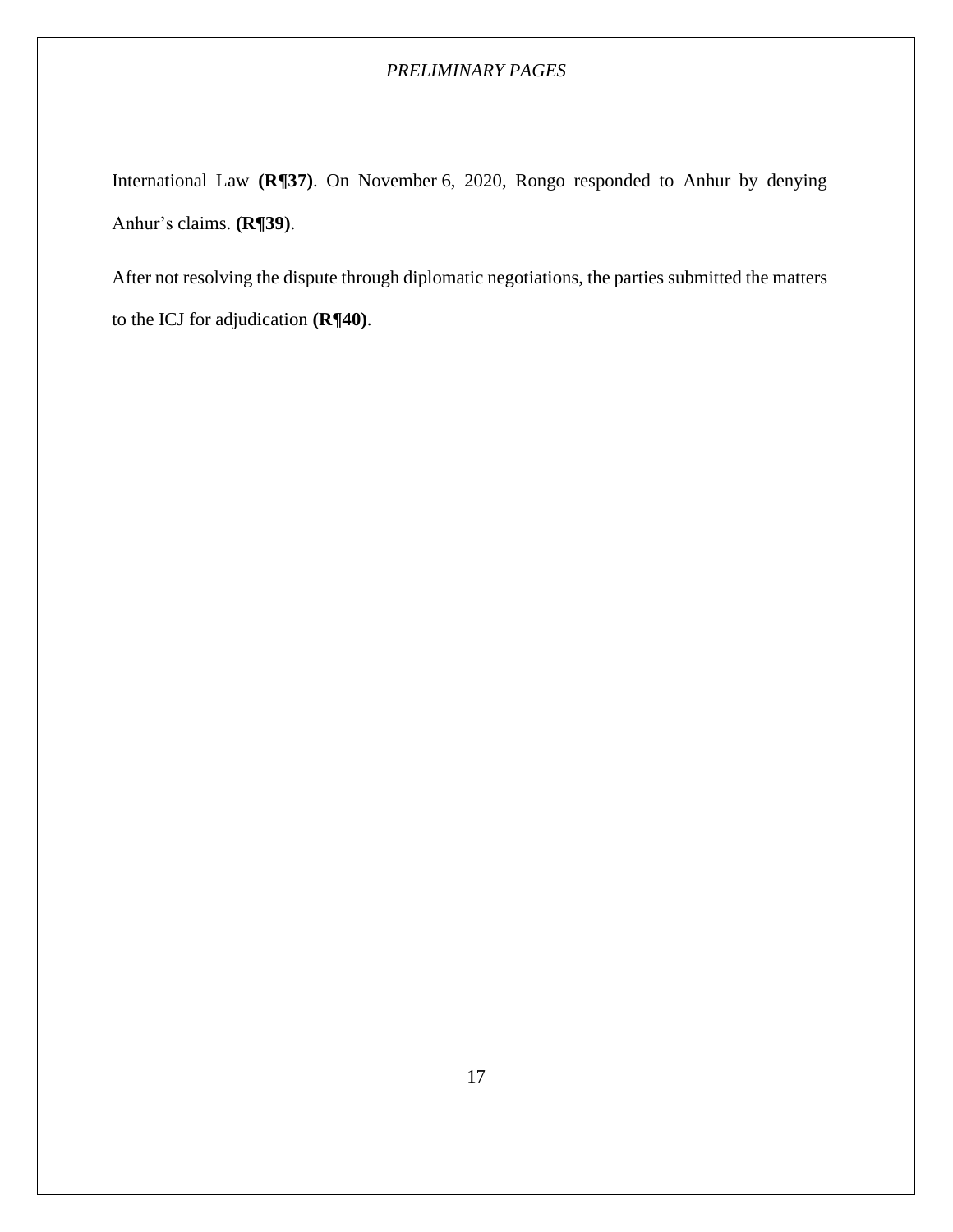International Law **(R¶37)**. On November 6, 2020, Rongo responded to Anhur by denying Anhur's claims. **(R¶39)**.

After not resolving the dispute through diplomatic negotiations, the parties submitted the matters to the ICJ for adjudication **(R¶40)**.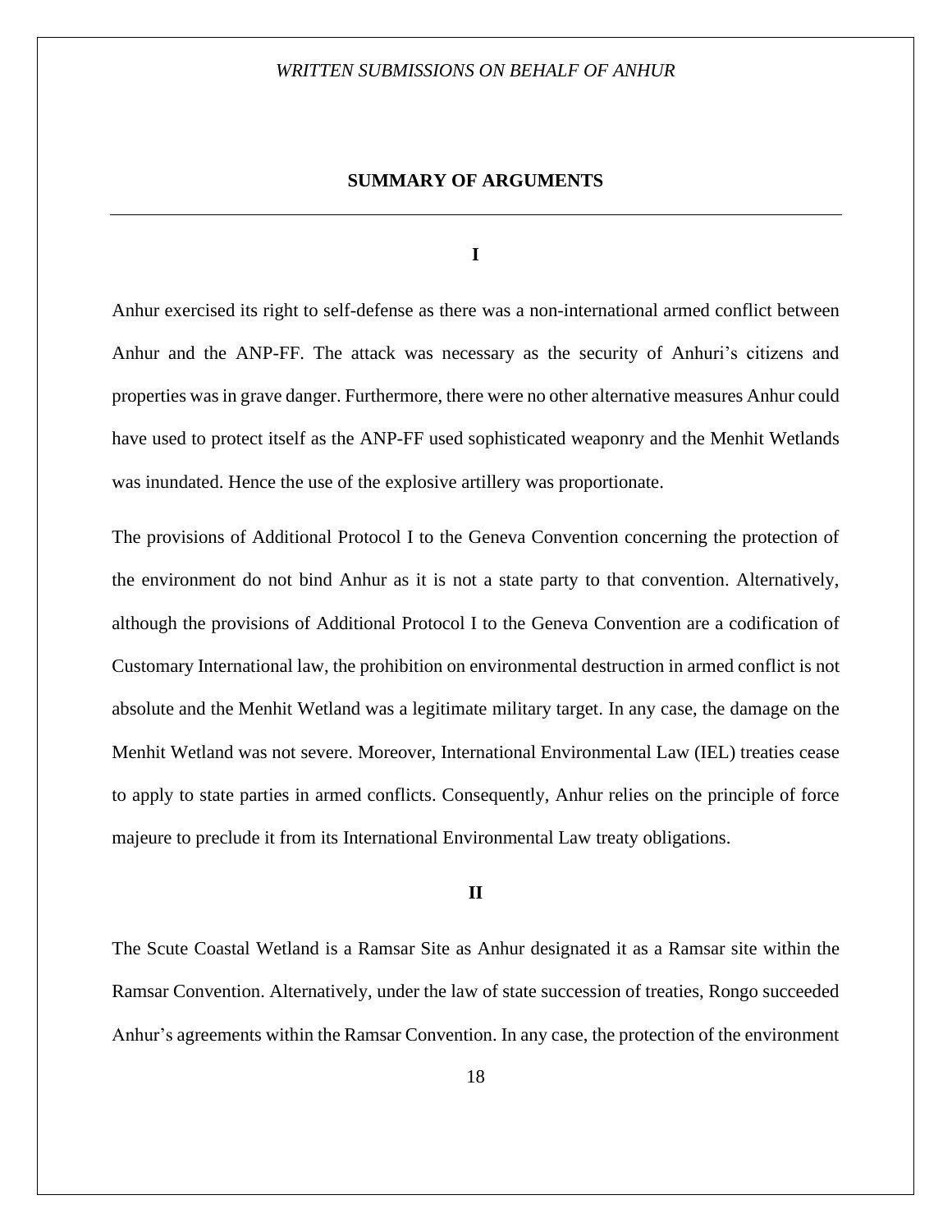## SUMMARY OF ARGUMENTS

**I**

Anhur exercised its right to self-defense as there was a non-international armed conflict between Anhur and the ANP-FF. The attack was necessary as the security of Anhuri's citizens and properties was in grave danger. Furthermore, there were no other alternative measures Anhur could have used to protect itself as the ANP-FF used sophisticated weaponry and the Menhit Wetlands was inundated. Hence the use of the explosive artillery was proportionate.

The provisions of Additional Protocol I to the Geneva Convention concerning the protection of the environment do not bind Anhur as it is not a state party to that convention. Alternatively, although the provisions of Additional Protocol I to the Geneva Convention are a codification of Customary International law, the prohibition on environmental destruction in armed conflict is not absolute and the Menhit Wetland was a legitimate military target. In any case, the damage on the Menhit Wetland was not severe. Moreover, International Environmental Law (IEL) treaties cease to apply to state parties in armed conflicts. Consequently, Anhur relies on the principle of force majeure to preclude it from its International Environmental Law treaty obligations.

**II**

The Scute Coastal Wetland is a Ramsar Site as Anhur designated it as a Ramsar site within the Ramsar Convention. Alternatively, under the law of state succession of treaties, Rongo succeeded Anhur's agreements within the Ramsar Convention. In any case, the protection of the environment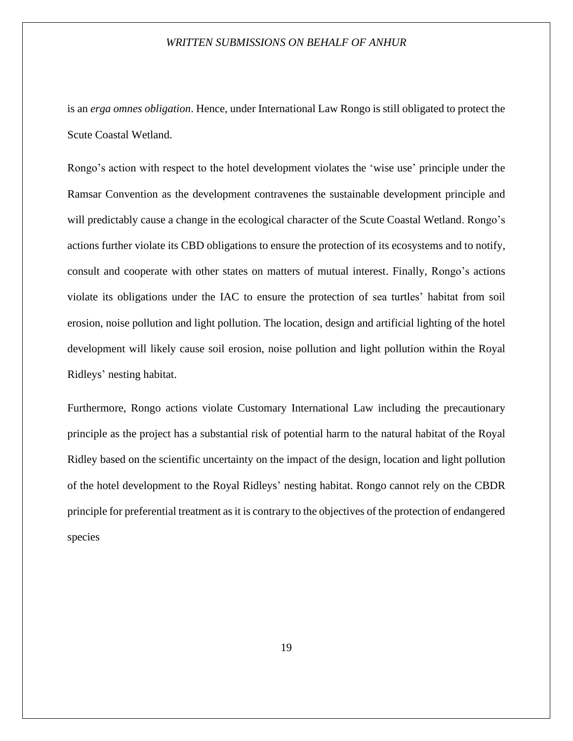is an *erga omnes obligation*. Hence, under International Law Rongo is still obligated to protect the Scute Coastal Wetland.

Rongo's action with respect to the hotel development violates the 'wise use' principle under the Ramsar Convention as the development contravenes the sustainable development principle and will predictably cause a change in the ecological character of the Scute Coastal Wetland. Rongo's actions further violate its CBD obligations to ensure the protection of its ecosystems and to notify, consult and cooperate with other states on matters of mutual interest. Finally, Rongo's actions violate its obligations under the IAC to ensure the protection of sea turtles' habitat from soil erosion, noise pollution and light pollution. The location, design and artificial lighting of the hotel development will likely cause soil erosion, noise pollution and light pollution within the Royal Ridleys' nesting habitat.

Furthermore, Rongo actions violate Customary International Law including the precautionary principle as the project has a substantial risk of potential harm to the natural habitat of the Royal Ridley based on the scientific uncertainty on the impact of the design, location and light pollution of the hotel development to the Royal Ridleys' nesting habitat. Rongo cannot rely on the CBDR principle for preferential treatment as it is contrary to the objectives of the protection of endangered species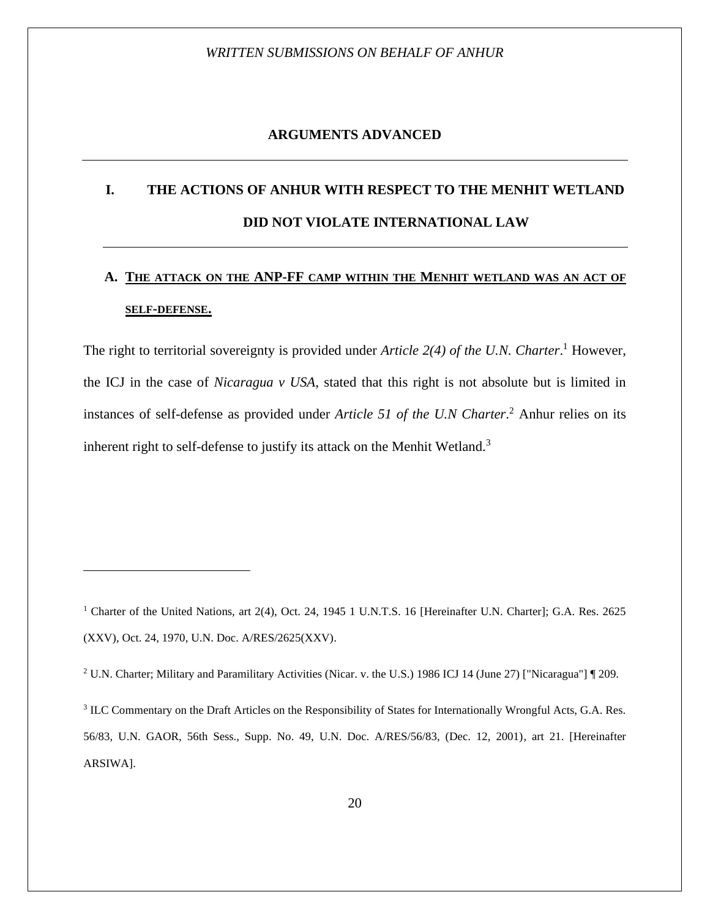## ARGUMENTS ADVANCED

# I. THE ACTIONS OF ANHUR WITH RESPECT TO THE MENHIT WETLAND DID NOT VIOLATE INTERNATIONAL LAW

## A. THE ATTACK ON THE ANP-FF CAMP WITHIN THE MENHIT WETLAND WAS AN ACT OF SELF-DEFENSE.

The right to territorial sovereignty is provided under *Article 2(4) of the U.N. Charter*.[1] However, the ICJ in the case of *Nicaragua v USA*, stated that this right is not absolute but is limited in instances of self-defense as provided under *Article 51 of the U.N Charter*.[2] Anhur relies on its inherent right to self-defense to justify its attack on the Menhit Wetland.[3]

---

[1] Charter of the United Nations, art 2(4), Oct. 24, 1945 1 U.N.T.S. 16 [Hereinafter U.N. Charter]; G.A. Res. 2625 (XXV), Oct. 24, 1970, U.N. Doc. A/RES/2625(XXV).

[2] U.N. Charter; Military and Paramilitary Activities (Nicar. v. the U.S.) 1986 ICJ 14 (June 27) ["Nicaragua"] ¶ 209.

[3] ILC Commentary on the Draft Articles on the Responsibility of States for Internationally Wrongful Acts, G.A. Res. 56/83, U.N. GAOR, 56th Sess., Supp. No. 49, U.N. Doc. A/RES/56/83, (Dec. 12, 2001), art 21. [Hereinafter ARSIWA].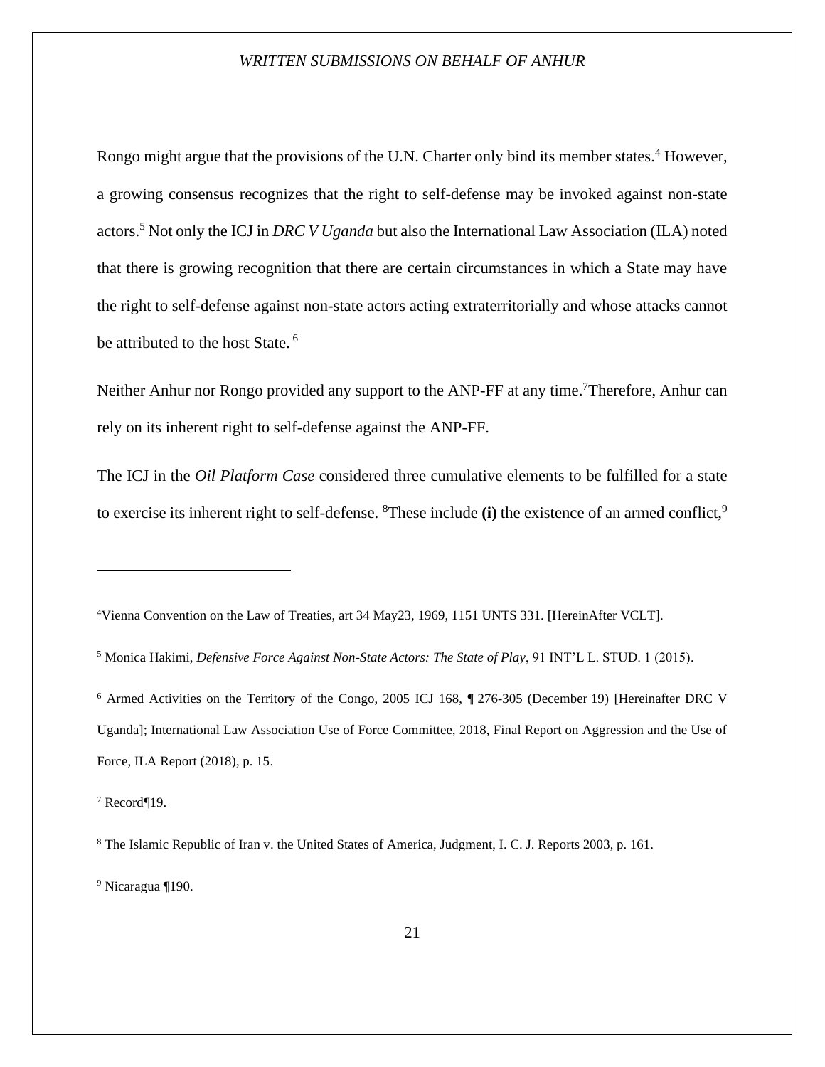Rongo might argue that the provisions of the U.N. Charter only bind its member states.[4] However, a growing consensus recognizes that the right to self-defense may be invoked against non-state actors.[5] Not only the ICJ in *DRC V Uganda* but also the International Law Association (ILA) noted that there is growing recognition that there are certain circumstances in which a State may have the right to self-defense against non-state actors acting extraterritorially and whose attacks cannot be attributed to the host State. [6]

Neither Anhur nor Rongo provided any support to the ANP-FF at any time.[7]Therefore, Anhur can rely on its inherent right to self-defense against the ANP-FF.

The ICJ in the *Oil Platform Case* considered three cumulative elements to be fulfilled for a state to exercise its inherent right to self-defense. [8]These include **(i)** the existence of an armed conflict,[9]

---

[4]Vienna Convention on the Law of Treaties, art 34 May23, 1969, 1151 UNTS 331. [HereinAfter VCLT].

[5] Monica Hakimi, *Defensive Force Against Non-State Actors: The State of Play*, 91 INT'L L. STUD. 1 (2015).

[6] Armed Activities on the Territory of the Congo, 2005 ICJ 168, ¶ 276-305 (December 19) [Hereinafter DRC V Uganda]; International Law Association Use of Force Committee, 2018, Final Report on Aggression and the Use of Force, ILA Report (2018), p. 15.

[7] Record¶19.

[8] The Islamic Republic of Iran v. the United States of America, Judgment, I. C. J. Reports 2003, p. 161.

[9] Nicaragua ¶190.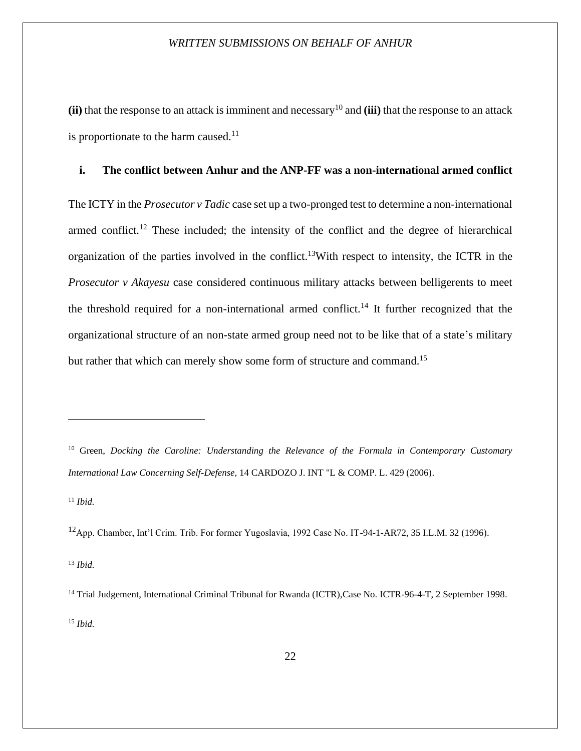**(ii)** that the response to an attack is imminent and necessary[10] and **(iii)** that the response to an attack is proportionate to the harm caused.[11]

### i. The conflict between Anhur and the ANP-FF was a non-international armed conflict

The ICTY in the *Prosecutor v Tadic* case set up a two-pronged test to determine a non-international armed conflict.[12] These included; the intensity of the conflict and the degree of hierarchical organization of the parties involved in the conflict.[13]With respect to intensity, the ICTR in the *Prosecutor v Akayesu* case considered continuous military attacks between belligerents to meet the threshold required for a non-international armed conflict.[14] It further recognized that the organizational structure of an non-state armed group need not to be like that of a state's military but rather that which can merely show some form of structure and command.[15]

---

[10] Green, *Docking the Caroline: Understanding the Relevance of the Formula in Contemporary Customary International Law Concerning Self-Defense*, 14 CARDOZO J. INT "L & COMP. L. 429 (2006).

[11] *Ibid.*

[12] App. Chamber, Int'l Crim. Trib. For former Yugoslavia, 1992 Case No. IT-94-1-AR72, 35 I.L.M. 32 (1996).

[13] *Ibid.*

[14] Trial Judgement, International Criminal Tribunal for Rwanda (ICTR),Case No. ICTR-96-4-T, 2 September 1998.

[15] *Ibid.*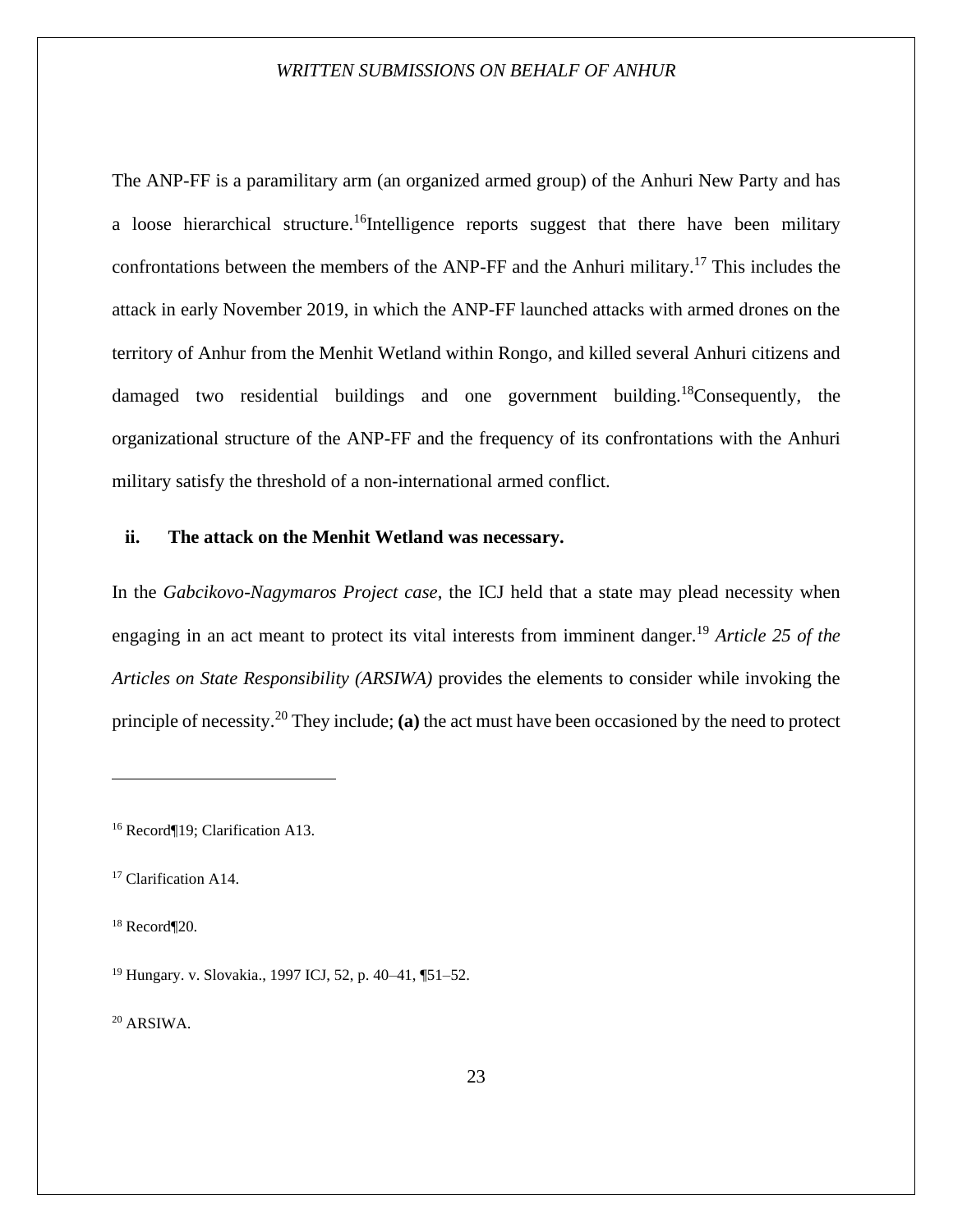The ANP-FF is a paramilitary arm (an organized armed group) of the Anhuri New Party and has a loose hierarchical structure.[16]Intelligence reports suggest that there have been military confrontations between the members of the ANP-FF and the Anhuri military.[17] This includes the attack in early November 2019, in which the ANP-FF launched attacks with armed drones on the territory of Anhur from the Menhit Wetland within Rongo, and killed several Anhuri citizens and damaged two residential buildings and one government building.[18]Consequently, the organizational structure of the ANP-FF and the frequency of its confrontations with the Anhuri military satisfy the threshold of a non-international armed conflict.

**ii. The attack on the Menhit Wetland was necessary.**

In the *Gabcikovo-Nagymaros Project case*, the ICJ held that a state may plead necessity when engaging in an act meant to protect its vital interests from imminent danger.[19] *Article 25 of the Articles on State Responsibility (ARSIWA)* provides the elements to consider while invoking the principle of necessity.[20] They include; **(a)** the act must have been occasioned by the need to protect

---

[16] Record¶19; Clarification A13.

[17] Clarification A14.

[18] Record¶20.

[19] Hungary. v. Slovakia., 1997 ICJ, 52, p. 40–41, ¶51–52.

[20] ARSIWA.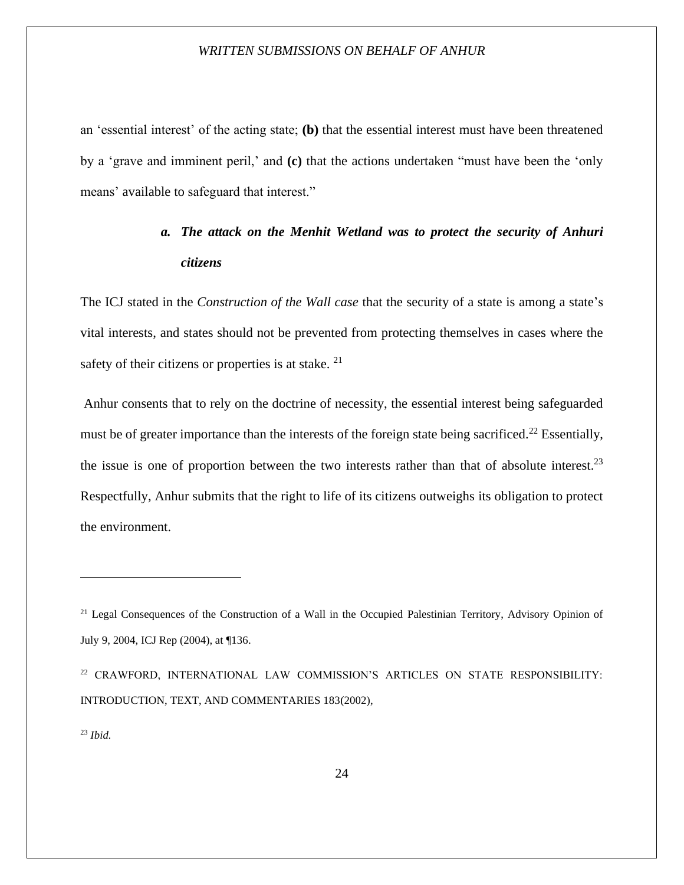an 'essential interest' of the acting state; **(b)** that the essential interest must have been threatened by a 'grave and imminent peril,' and **(c)** that the actions undertaken "must have been the 'only means' available to safeguard that interest."

#### ***a. The attack on the Menhit Wetland was to protect the security of Anhuri citizens***

The ICJ stated in the *Construction of the Wall case* that the security of a state is among a state's vital interests, and states should not be prevented from protecting themselves in cases where the safety of their citizens or properties is at stake. [21]

Anhur consents that to rely on the doctrine of necessity, the essential interest being safeguarded must be of greater importance than the interests of the foreign state being sacrificed.[22] Essentially, the issue is one of proportion between the two interests rather than that of absolute interest.[23] Respectfully, Anhur submits that the right to life of its citizens outweighs its obligation to protect the environment.

---

[21] Legal Consequences of the Construction of a Wall in the Occupied Palestinian Territory, Advisory Opinion of July 9, 2004, ICJ Rep (2004), at ¶136.

[22] CRAWFORD, INTERNATIONAL LAW COMMISSION'S ARTICLES ON STATE RESPONSIBILITY: INTRODUCTION, TEXT, AND COMMENTARIES 183(2002),

[23] *Ibid.*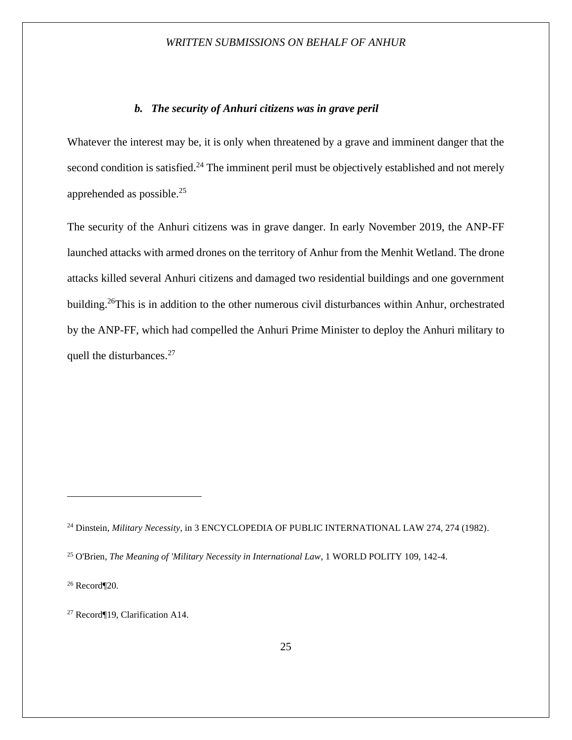### *b. The security of Anhuri citizens was in grave peril*

Whatever the interest may be, it is only when threatened by a grave and imminent danger that the second condition is satisfied.[24] The imminent peril must be objectively established and not merely apprehended as possible.[25]

The security of the Anhuri citizens was in grave danger. In early November 2019, the ANP-FF launched attacks with armed drones on the territory of Anhur from the Menhit Wetland. The drone attacks killed several Anhuri citizens and damaged two residential buildings and one government building.[26]This is in addition to the other numerous civil disturbances within Anhur, orchestrated by the ANP-FF, which had compelled the Anhuri Prime Minister to deploy the Anhuri military to quell the disturbances.[27]

---

[24] Dinstein, *Military Necessity*, in 3 ENCYCLOPEDIA OF PUBLIC INTERNATIONAL LAW 274, 274 (1982).

[25] O'Brien, *The Meaning of 'Military Necessity in International Law*, 1 WORLD POLITY 109, 142-4.

[26] Record¶20.

[27] Record¶19, Clarification A14.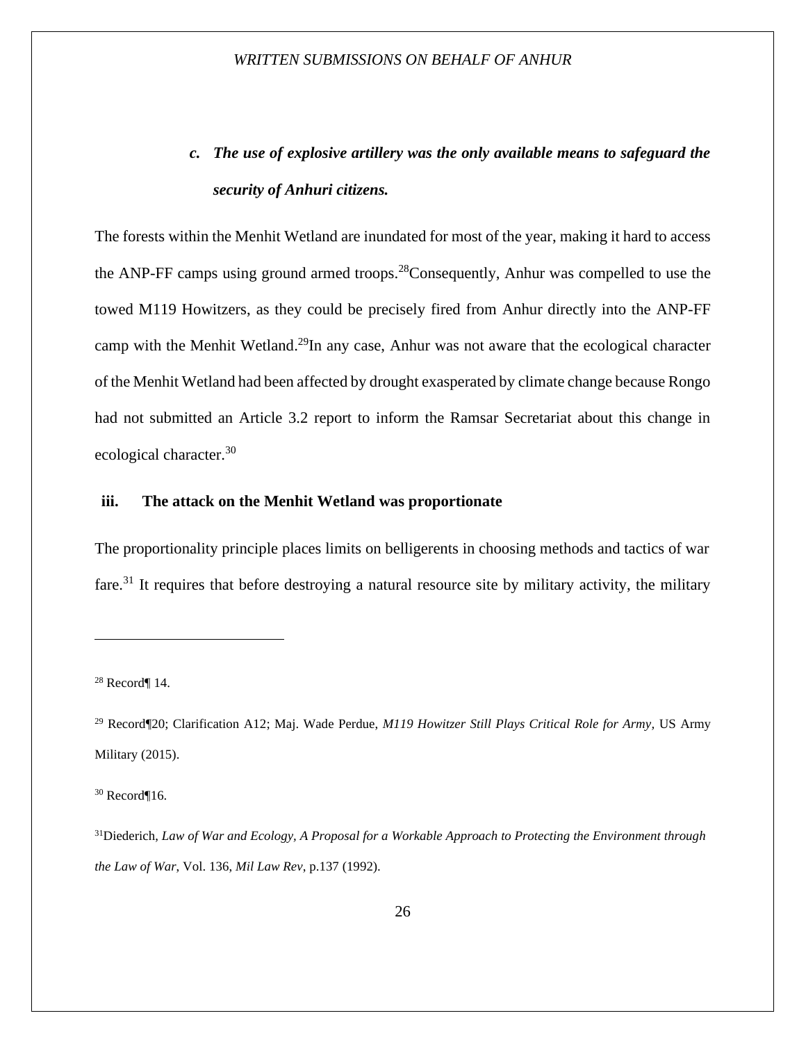### *c. The use of explosive artillery was the only available means to safeguard the security of Anhuri citizens.*

The forests within the Menhit Wetland are inundated for most of the year, making it hard to access the ANP-FF camps using ground armed troops.[28]Consequently, Anhur was compelled to use the towed M119 Howitzers, as they could be precisely fired from Anhur directly into the ANP-FF camp with the Menhit Wetland.[29]In any case, Anhur was not aware that the ecological character of the Menhit Wetland had been affected by drought exasperated by climate change because Rongo had not submitted an Article 3.2 report to inform the Ramsar Secretariat about this change in ecological character.[30]

### iii. The attack on the Menhit Wetland was proportionate

The proportionality principle places limits on belligerents in choosing methods and tactics of war fare.[31] It requires that before destroying a natural resource site by military activity, the military

---

[28] Record¶ 14.

[29] Record¶20; Clarification A12; Maj. Wade Perdue, *M119 Howitzer Still Plays Critical Role for Army*, US Army Military (2015).

[30] Record¶16.

[31] Diederich, *Law of War and Ecology, A Proposal for a Workable Approach to Protecting the Environment through the Law of War*, Vol. 136, *Mil Law Rev*, p.137 (1992).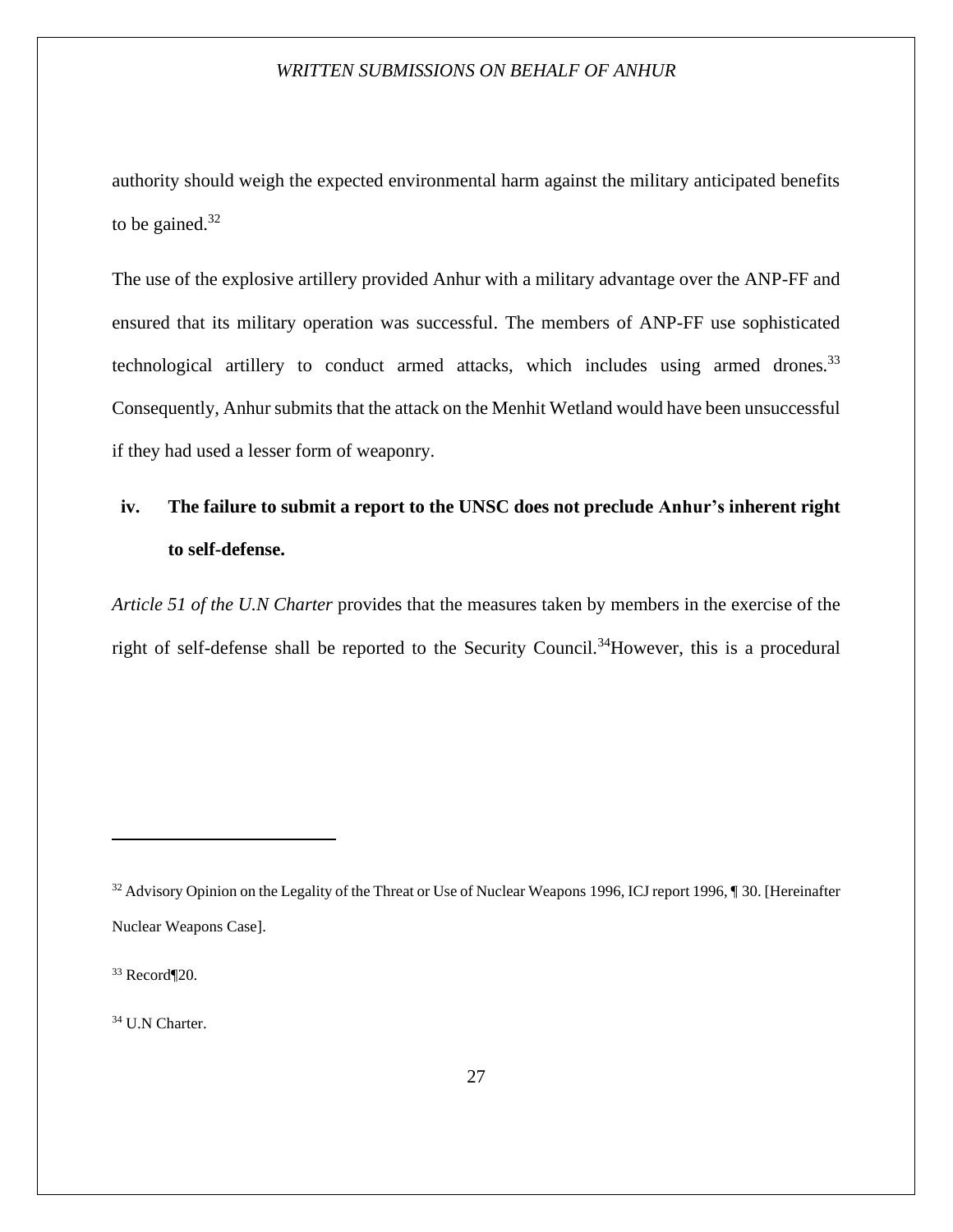authority should weigh the expected environmental harm against the military anticipated benefits to be gained.[32]

The use of the explosive artillery provided Anhur with a military advantage over the ANP-FF and ensured that its military operation was successful. The members of ANP-FF use sophisticated technological artillery to conduct armed attacks, which includes using armed drones.[33] Consequently, Anhur submits that the attack on the Menhit Wetland would have been unsuccessful if they had used a lesser form of weaponry.

### iv. The failure to submit a report to the UNSC does not preclude Anhur's inherent right to self-defense.

*Article 51 of the U.N Charter* provides that the measures taken by members in the exercise of the right of self-defense shall be reported to the Security Council.[34]However, this is a procedural

---

[32] Advisory Opinion on the Legality of the Threat or Use of Nuclear Weapons 1996, ICJ report 1996, ¶ 30. [Hereinafter Nuclear Weapons Case].

[33] Record¶20.

[34] U.N Charter.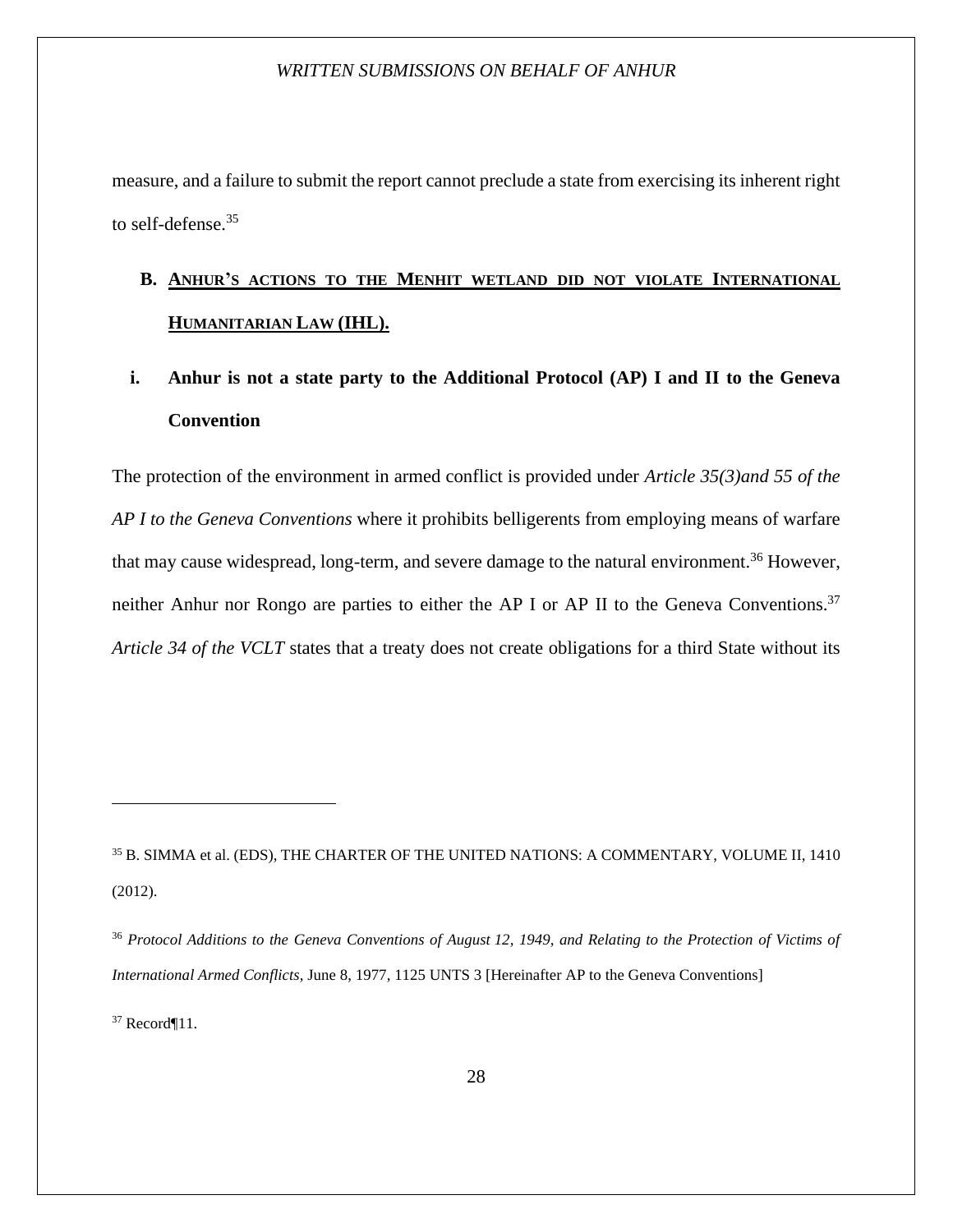measure, and a failure to submit the report cannot preclude a state from exercising its inherent right to self-defense.[35]

## B. <u>Anhur's actions to the Menhit wetland did not violate International Humanitarian Law (IHL).</u>

### i. Anhur is not a state party to the Additional Protocol (AP) I and II to the Geneva Convention

The protection of the environment in armed conflict is provided under *Article 35(3)and 55 of the AP I to the Geneva Conventions* where it prohibits belligerents from employing means of warfare that may cause widespread, long-term, and severe damage to the natural environment.[36] However, neither Anhur nor Rongo are parties to either the AP I or AP II to the Geneva Conventions.[37] *Article 34 of the VCLT* states that a treaty does not create obligations for a third State without its

---

[35] B. SIMMA et al. (EDS), THE CHARTER OF THE UNITED NATIONS: A COMMENTARY, VOLUME II, 1410 (2012).

[36] *Protocol Additions to the Geneva Conventions of August 12, 1949, and Relating to the Protection of Victims of International Armed Conflicts*, June 8, 1977, 1125 UNTS 3 [Hereinafter AP to the Geneva Conventions]

[37] Record¶11.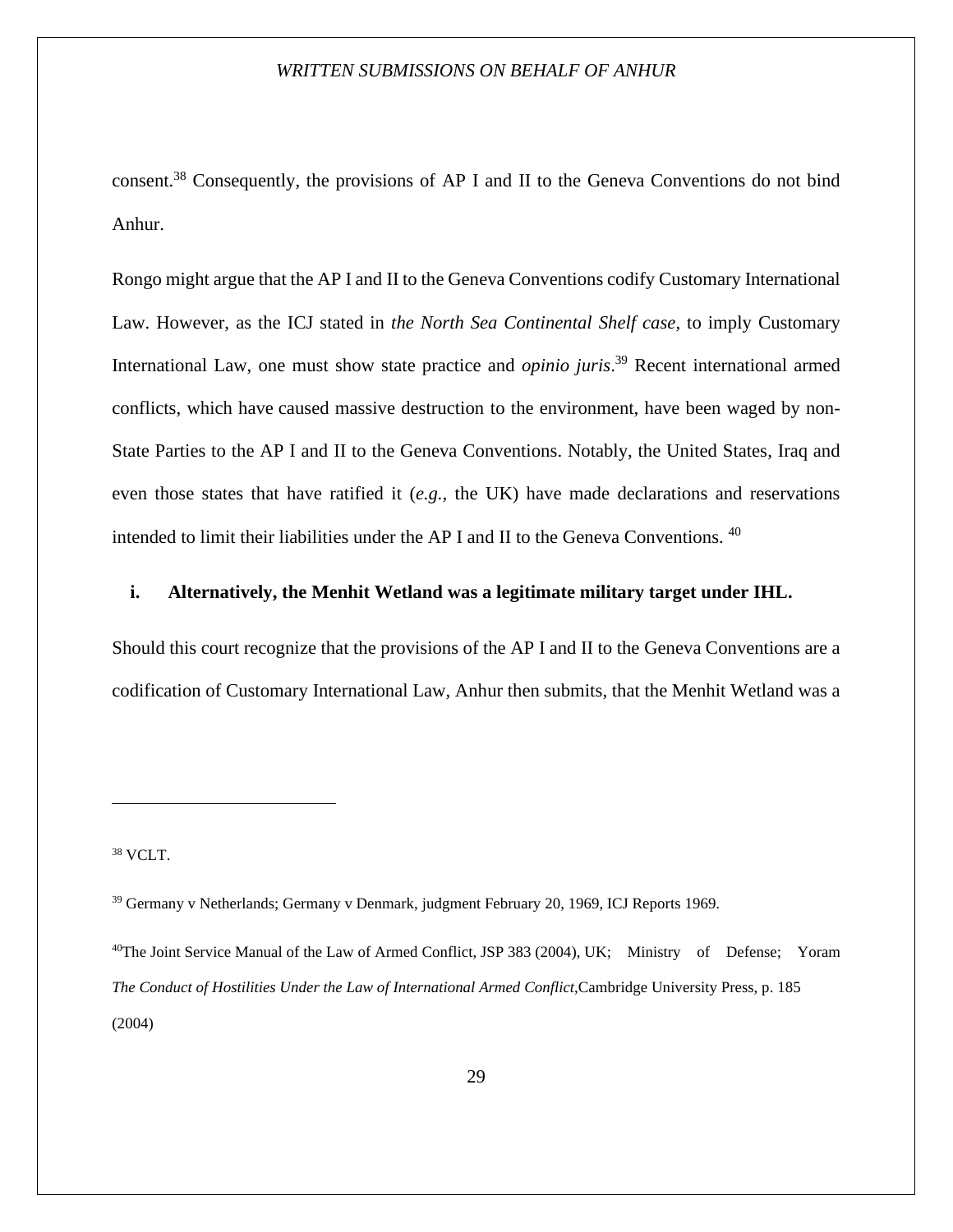consent.[38] Consequently, the provisions of AP I and II to the Geneva Conventions do not bind Anhur.

Rongo might argue that the AP I and II to the Geneva Conventions codify Customary International Law. However, as the ICJ stated in *the North Sea Continental Shelf case*, to imply Customary International Law, one must show state practice and *opinio juris*.[39] Recent international armed conflicts, which have caused massive destruction to the environment, have been waged by non-State Parties to the AP I and II to the Geneva Conventions. Notably, the United States, Iraq and even those states that have ratified it (*e.g.,* the UK) have made declarations and reservations intended to limit their liabilities under the AP I and II to the Geneva Conventions. [40]

### i. Alternatively, the Menhit Wetland was a legitimate military target under IHL.

Should this court recognize that the provisions of the AP I and II to the Geneva Conventions are a codification of Customary International Law, Anhur then submits, that the Menhit Wetland was a

---

[38] VCLT.

[39] Germany v Netherlands; Germany v Denmark, judgment February 20, 1969, ICJ Reports 1969.

[40] The Joint Service Manual of the Law of Armed Conflict, JSP 383 (2004), UK; Ministry of Defense; Yoram *The Conduct of Hostilities Under the Law of International Armed Conflict*,Cambridge University Press, p. 185 (2004)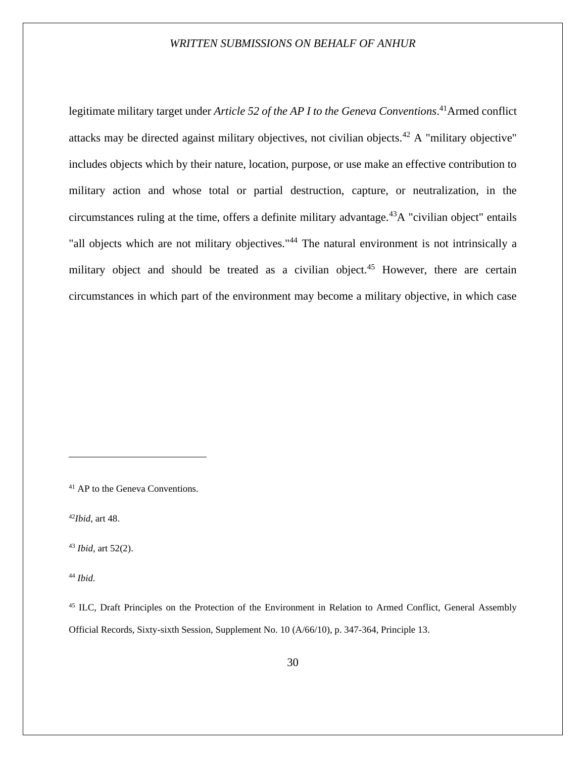legitimate military target under *Article 52 of the AP I to the Geneva Conventions*.[41]Armed conflict attacks may be directed against military objectives, not civilian objects.[42] A "military objective" includes objects which by their nature, location, purpose, or use make an effective contribution to military action and whose total or partial destruction, capture, or neutralization, in the circumstances ruling at the time, offers a definite military advantage.[43]A "civilian object" entails "all objects which are not military objectives."[44] The natural environment is not intrinsically a military object and should be treated as a civilian object.[45] However, there are certain circumstances in which part of the environment may become a military objective, in which case

---

[41] AP to the Geneva Conventions.

[42]*Ibid*, art 48.

[43] *Ibid*, art 52(2).

[44] *Ibid.*

[45] ILC, Draft Principles on the Protection of the Environment in Relation to Armed Conflict, General Assembly Official Records, Sixty-sixth Session, Supplement No. 10 (A/66/10), p. 347-364, Principle 13.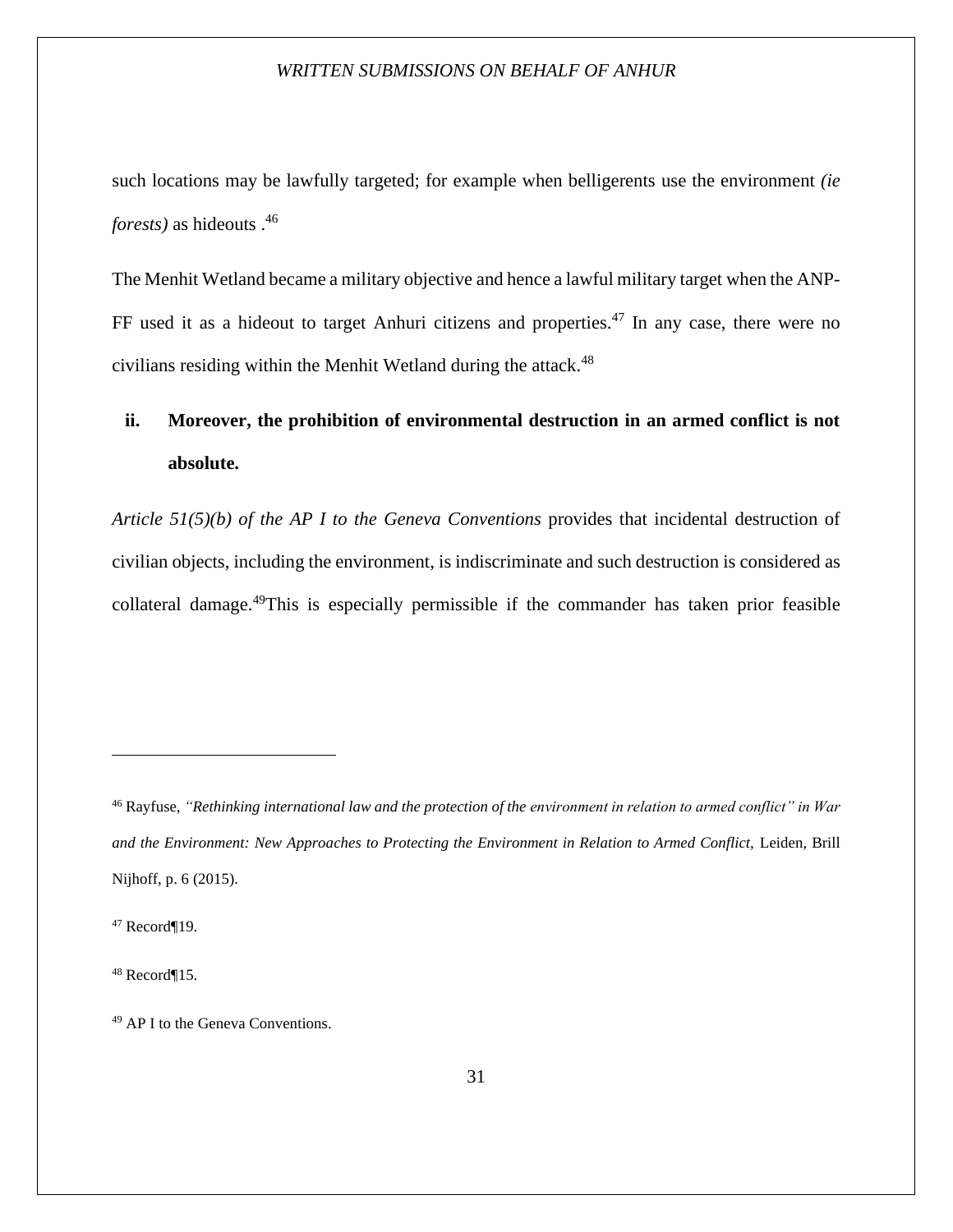such locations may be lawfully targeted; for example when belligerents use the environment *(ie forests)* as hideouts .[46]

The Menhit Wetland became a military objective and hence a lawful military target when the ANP-FF used it as a hideout to target Anhuri citizens and properties.[47] In any case, there were no civilians residing within the Menhit Wetland during the attack.[48]

**ii. Moreover, the prohibition of environmental destruction in an armed conflict is not absolute.**

*Article 51(5)(b) of the AP I to the Geneva Conventions* provides that incidental destruction of civilian objects, including the environment, is indiscriminate and such destruction is considered as collateral damage.[49]This is especially permissible if the commander has taken prior feasible

---

[46] Rayfuse, *"Rethinking international law and the protection of the environment in relation to armed conflict" in War and the Environment: New Approaches to Protecting the Environment in Relation to Armed Conflict,* Leiden, Brill Nijhoff, p. 6 (2015).

[47] Record¶19.

[48] Record¶15.

[49] AP I to the Geneva Conventions.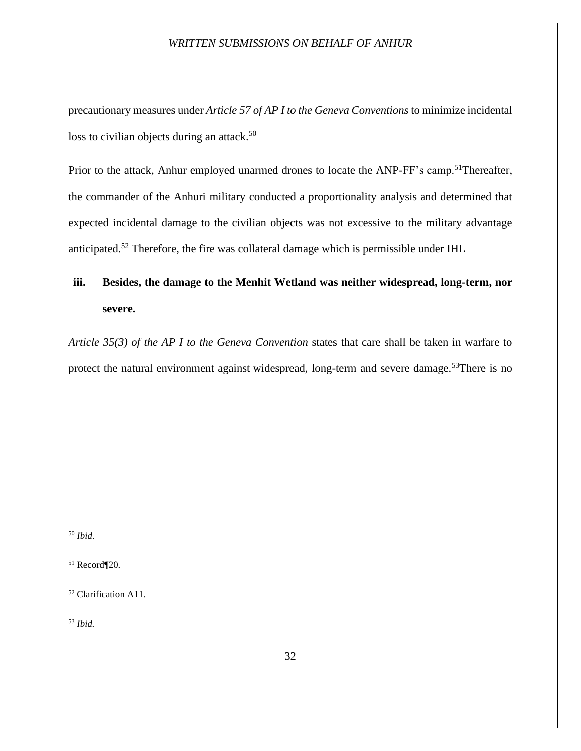precautionary measures under *Article 57 of AP I to the Geneva Conventions* to minimize incidental loss to civilian objects during an attack.[50]

Prior to the attack, Anhur employed unarmed drones to locate the ANP-FF's camp.[51]Thereafter, the commander of the Anhuri military conducted a proportionality analysis and determined that expected incidental damage to the civilian objects was not excessive to the military advantage anticipated.[52] Therefore, the fire was collateral damage which is permissible under IHL

**iii. Besides, the damage to the Menhit Wetland was neither widespread, long-term, nor severe.**

*Article 35(3) of the AP I to the Geneva Convention* states that care shall be taken in warfare to protect the natural environment against widespread, long-term and severe damage.[53]There is no

---

[50] *Ibid*.

[51] Record¶20.

[52] Clarification A11.

[53] *Ibid.*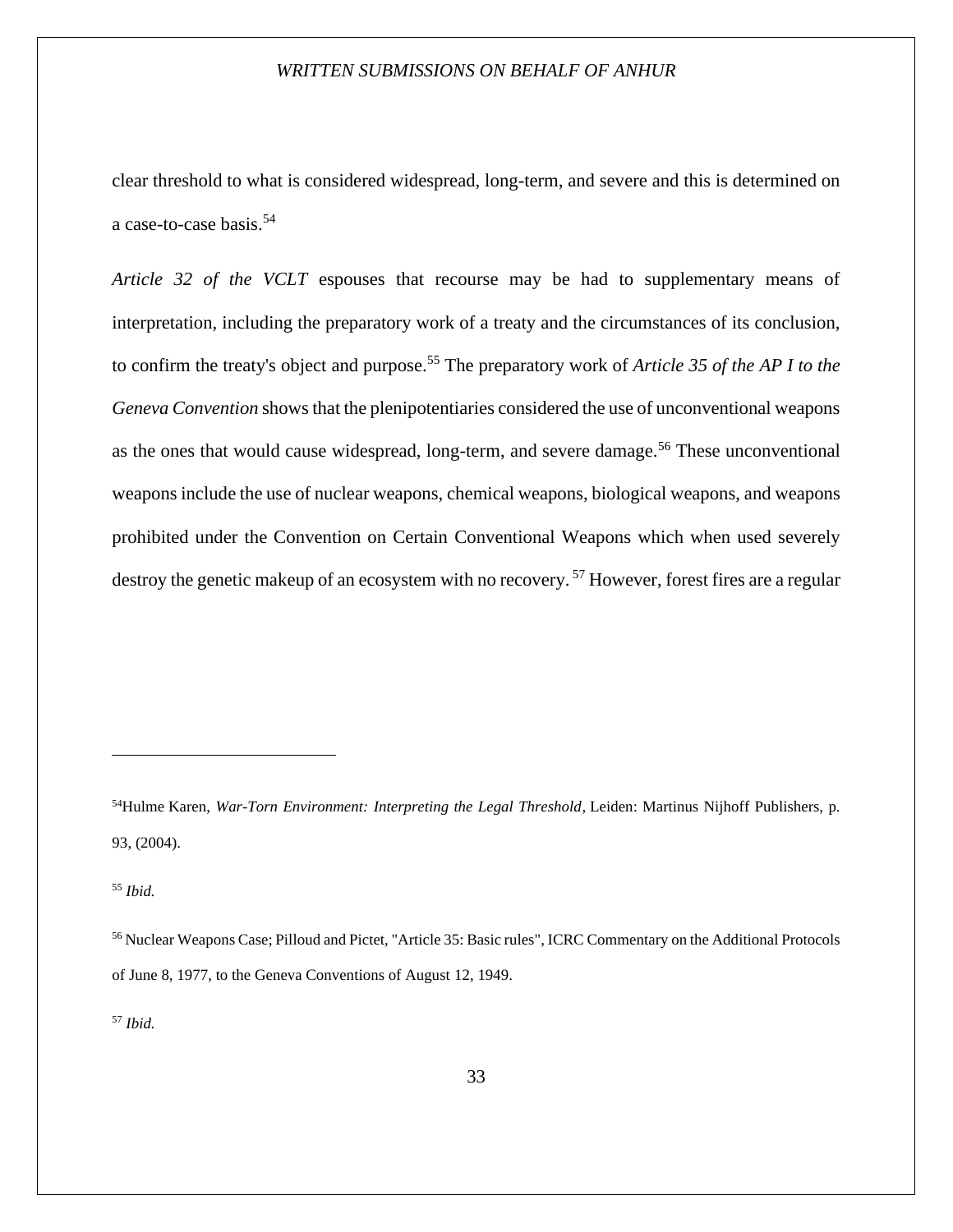clear threshold to what is considered widespread, long-term, and severe and this is determined on a case-to-case basis.[54]

*Article 32 of the VCLT* espouses that recourse may be had to supplementary means of interpretation, including the preparatory work of a treaty and the circumstances of its conclusion, to confirm the treaty's object and purpose.[55] The preparatory work of *Article 35 of the AP I to the Geneva Convention* shows that the plenipotentiaries considered the use of unconventional weapons as the ones that would cause widespread, long-term, and severe damage.[56] These unconventional weapons include the use of nuclear weapons, chemical weapons, biological weapons, and weapons prohibited under the Convention on Certain Conventional Weapons which when used severely destroy the genetic makeup of an ecosystem with no recovery.[57] However, forest fires are a regular

---

[54] Hulme Karen, *War-Torn Environment: Interpreting the Legal Threshold*, Leiden: Martinus Nijhoff Publishers, p. 93, (2004).

[55] *Ibid.*

[56] Nuclear Weapons Case; Pilloud and Pictet, "Article 35: Basic rules", ICRC Commentary on the Additional Protocols of June 8, 1977, to the Geneva Conventions of August 12, 1949.

[57] *Ibid.*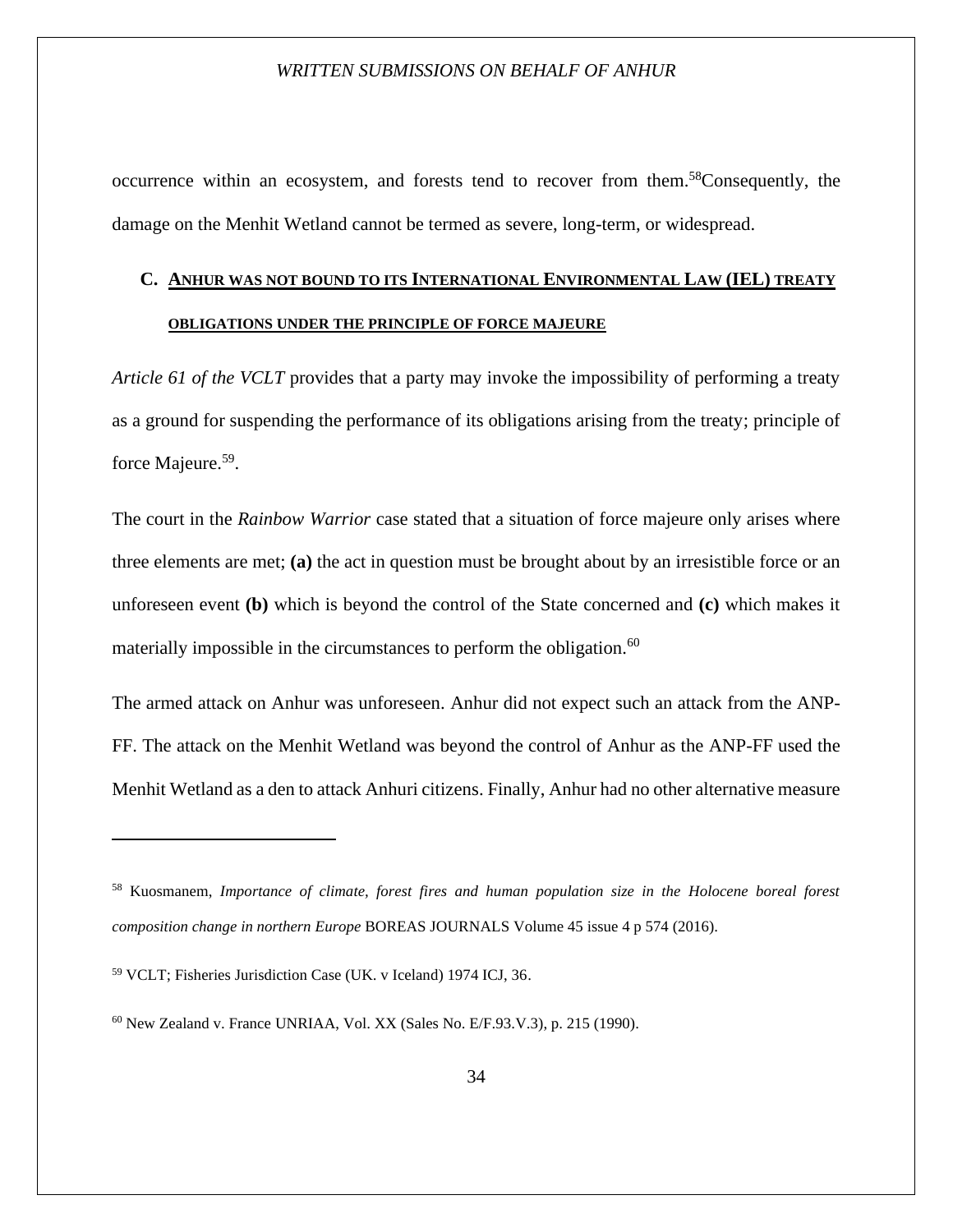occurrence within an ecosystem, and forests tend to recover from them.[58]Consequently, the damage on the Menhit Wetland cannot be termed as severe, long-term, or widespread.

## C. ANHUR WAS NOT BOUND TO ITS INTERNATIONAL ENVIRONMENTAL LAW (IEL) TREATY OBLIGATIONS UNDER THE PRINCIPLE OF FORCE MAJEURE

*Article 61 of the VCLT* provides that a party may invoke the impossibility of performing a treaty as a ground for suspending the performance of its obligations arising from the treaty; principle of force Majeure.[59].

The court in the *Rainbow Warrior* case stated that a situation of force majeure only arises where three elements are met; **(a)** the act in question must be brought about by an irresistible force or an unforeseen event **(b)** which is beyond the control of the State concerned and **(c)** which makes it materially impossible in the circumstances to perform the obligation.[60]

The armed attack on Anhur was unforeseen. Anhur did not expect such an attack from the ANP-FF. The attack on the Menhit Wetland was beyond the control of Anhur as the ANP-FF used the Menhit Wetland as a den to attack Anhuri citizens. Finally, Anhur had no other alternative measure

---

[58] Kuosmanem, *Importance of climate, forest fires and human population size in the Holocene boreal forest composition change in northern Europe* BOREAS JOURNALS Volume 45 issue 4 p 574 (2016).

[59] VCLT; Fisheries Jurisdiction Case (UK. v Iceland) 1974 ICJ, 36.

[60] New Zealand v. France UNRIAA, Vol. XX (Sales No. E/F.93.V.3), p. 215 (1990).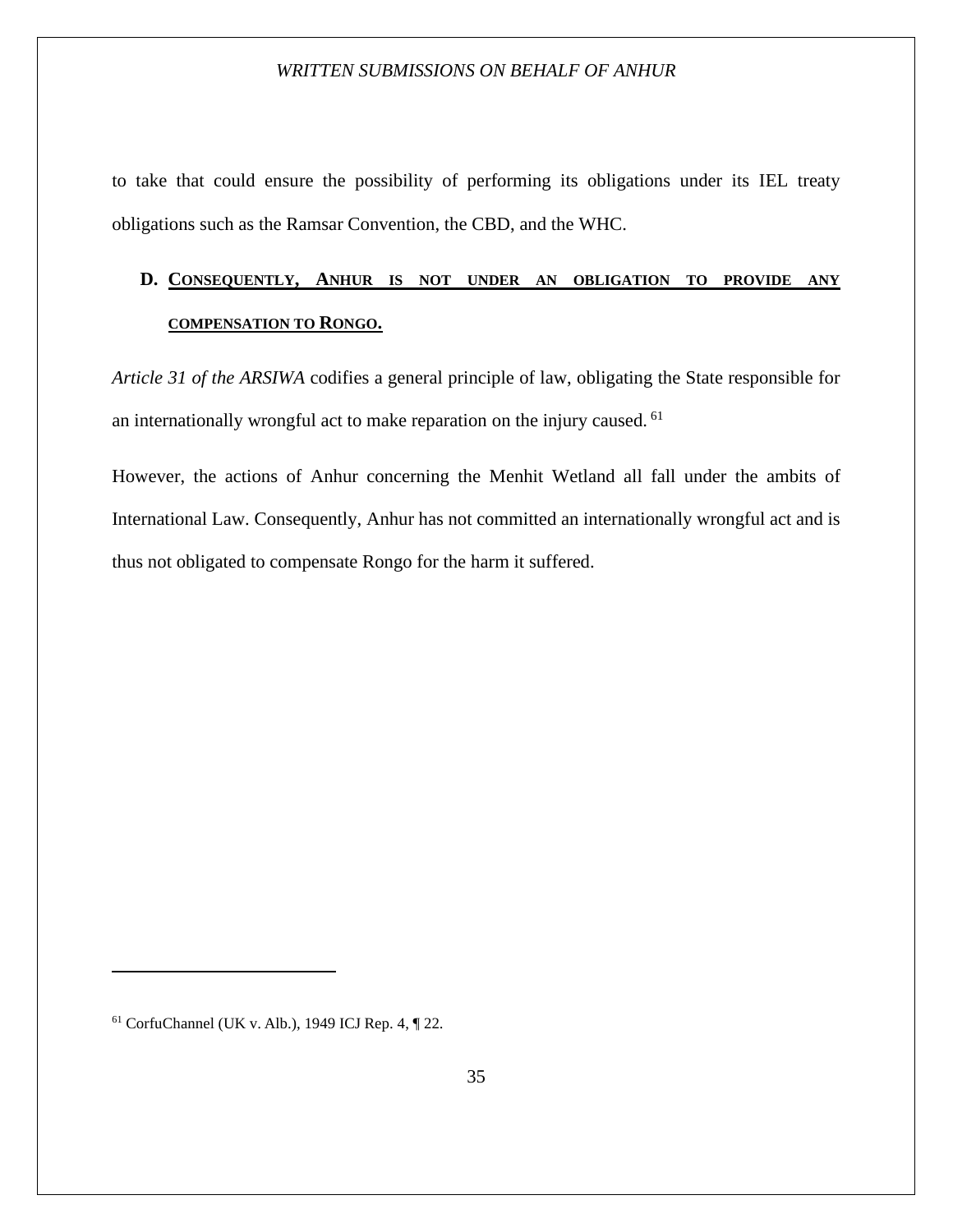to take that could ensure the possibility of performing its obligations under its IEL treaty obligations such as the Ramsar Convention, the CBD, and the WHC.

### D. CONSEQUENTLY, ANHUR IS NOT UNDER AN OBLIGATION TO PROVIDE ANY COMPENSATION TO RONGO.

*Article 31 of the ARSIWA* codifies a general principle of law, obligating the State responsible for an internationally wrongful act to make reparation on the injury caused. [61]

However, the actions of Anhur concerning the Menhit Wetland all fall under the ambits of International Law. Consequently, Anhur has not committed an internationally wrongful act and is thus not obligated to compensate Rongo for the harm it suffered.

---

[61] CorfuChannel (UK v. Alb.), 1949 ICJ Rep. 4, ¶ 22.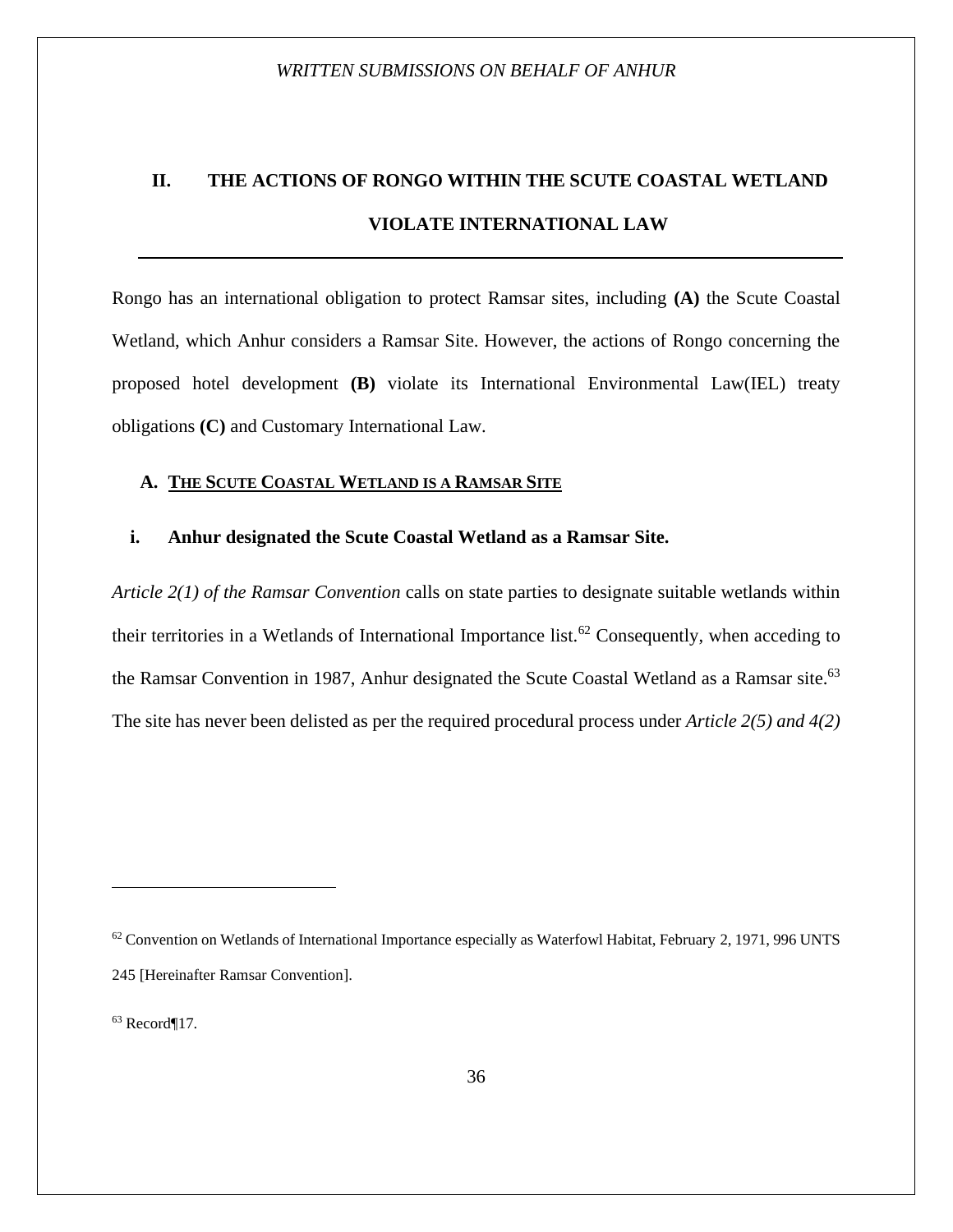## II. THE ACTIONS OF RONGO WITHIN THE SCUTE COASTAL WETLAND VIOLATE INTERNATIONAL LAW

Rongo has an international obligation to protect Ramsar sites, including **(A)** the Scute Coastal Wetland, which Anhur considers a Ramsar Site. However, the actions of Rongo concerning the proposed hotel development **(B)** violate its International Environmental Law(IEL) treaty obligations **(C)** and Customary International Law.

### A. THE SCUTE COASTAL WETLAND IS A RAMSAR SITE

#### i. Anhur designated the Scute Coastal Wetland as a Ramsar Site.

*Article 2(1) of the Ramsar Convention* calls on state parties to designate suitable wetlands within their territories in a Wetlands of International Importance list.[62] Consequently, when acceding to the Ramsar Convention in 1987, Anhur designated the Scute Coastal Wetland as a Ramsar site.[63] The site has never been delisted as per the required procedural process under *Article 2(5) and 4(2)*

---

[62] Convention on Wetlands of International Importance especially as Waterfowl Habitat, February 2, 1971, 996 UNTS 245 [Hereinafter Ramsar Convention].

[63] Record¶17.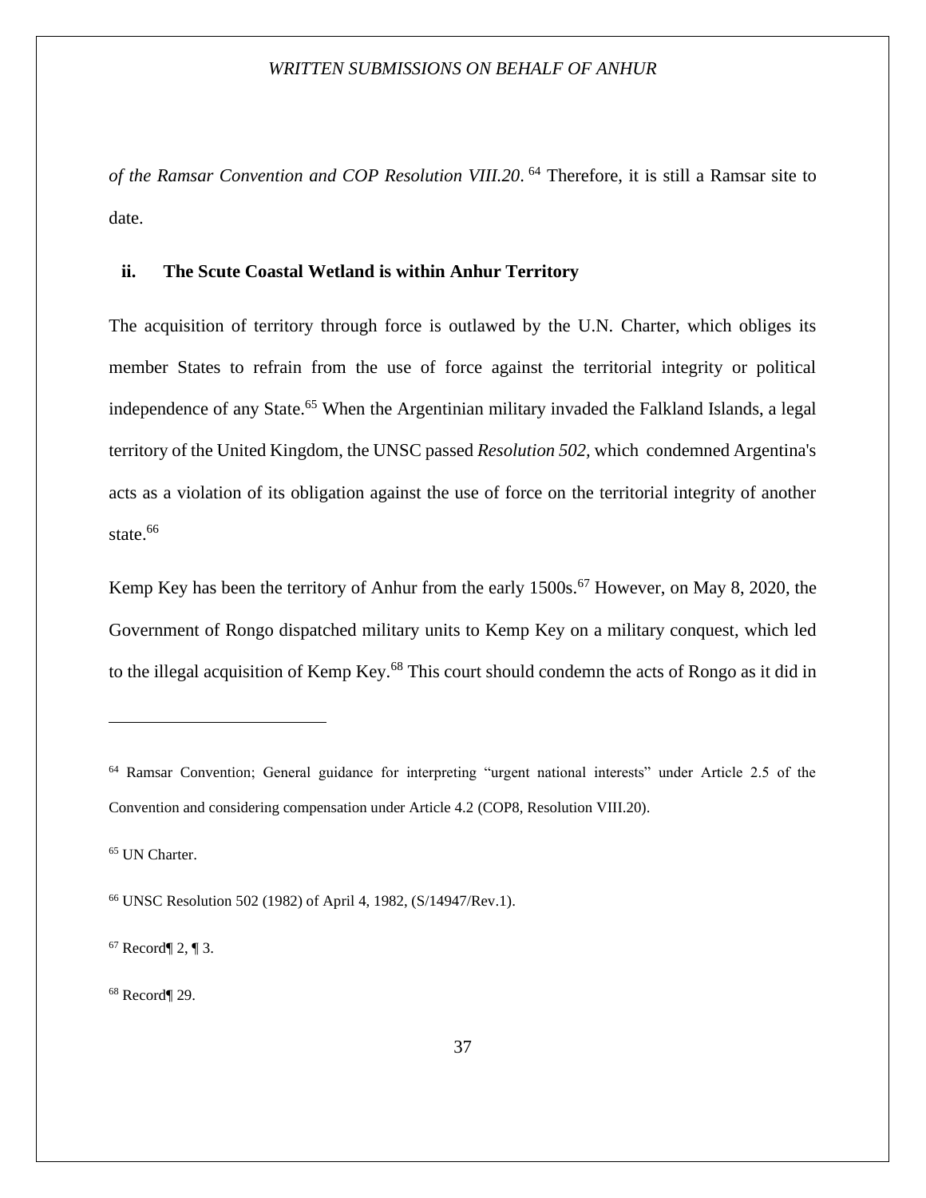*of the Ramsar Convention and COP Resolution VIII.20*. [64] Therefore, it is still a Ramsar site to date.

### ii. The Scute Coastal Wetland is within Anhur Territory

The acquisition of territory through force is outlawed by the U.N. Charter, which obliges its member States to refrain from the use of force against the territorial integrity or political independence of any State.[65] When the Argentinian military invaded the Falkland Islands, a legal territory of the United Kingdom, the UNSC passed *Resolution 502,* which condemned Argentina's acts as a violation of its obligation against the use of force on the territorial integrity of another state.[66]

Kemp Key has been the territory of Anhur from the early 1500s.[67] However, on May 8, 2020, the Government of Rongo dispatched military units to Kemp Key on a military conquest, which led to the illegal acquisition of Kemp Key.[68] This court should condemn the acts of Rongo as it did in

---

[64] Ramsar Convention; General guidance for interpreting "urgent national interests" under Article 2.5 of the Convention and considering compensation under Article 4.2 (COP8, Resolution VIII.20).

[65] UN Charter.

[66] UNSC Resolution 502 (1982) of April 4, 1982, (S/14947/Rev.1).

[67] Record¶ 2, ¶ 3.

[68] Record¶ 29.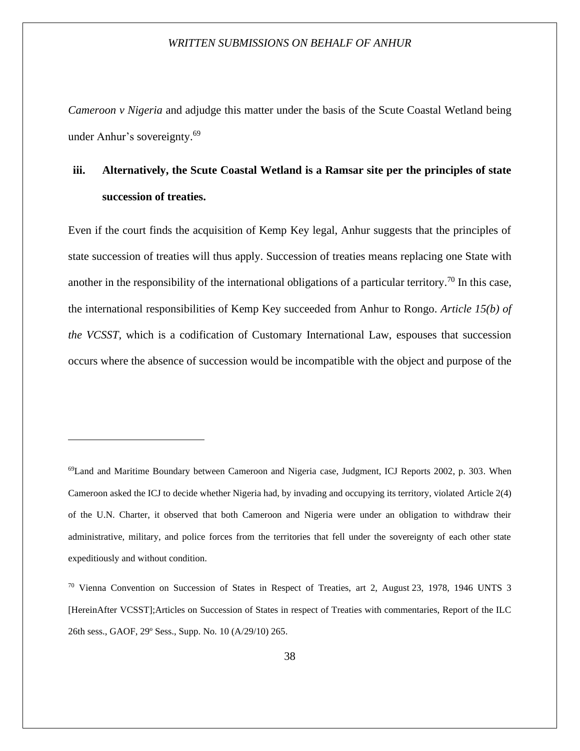*Cameroon v Nigeria* and adjudge this matter under the basis of the Scute Coastal Wetland being under Anhur's sovereignty.[69]

**iii. Alternatively, the Scute Coastal Wetland is a Ramsar site per the principles of state succession of treaties.**

Even if the court finds the acquisition of Kemp Key legal, Anhur suggests that the principles of state succession of treaties will thus apply. Succession of treaties means replacing one State with another in the responsibility of the international obligations of a particular territory.[70] In this case, the international responsibilities of Kemp Key succeeded from Anhur to Rongo. *Article 15(b) of the VCSST*, which is a codification of Customary International Law, espouses that succession occurs where the absence of succession would be incompatible with the object and purpose of the

---

[69]Land and Maritime Boundary between Cameroon and Nigeria case, Judgment, ICJ Reports 2002, p. 303. When Cameroon asked the ICJ to decide whether Nigeria had, by invading and occupying its territory, violated Article 2(4) of the U.N. Charter, it observed that both Cameroon and Nigeria were under an obligation to withdraw their administrative, military, and police forces from the territories that fell under the sovereignty of each other state expeditiously and without condition.

[70] Vienna Convention on Succession of States in Respect of Treaties, art 2, August 23, 1978, 1946 UNTS 3 [HereinAfter VCSST];Articles on Succession of States in respect of Treaties with commentaries, Report of the ILC 26th sess., GAOF, 29º Sess., Supp. No. 10 (A/29/10) 265.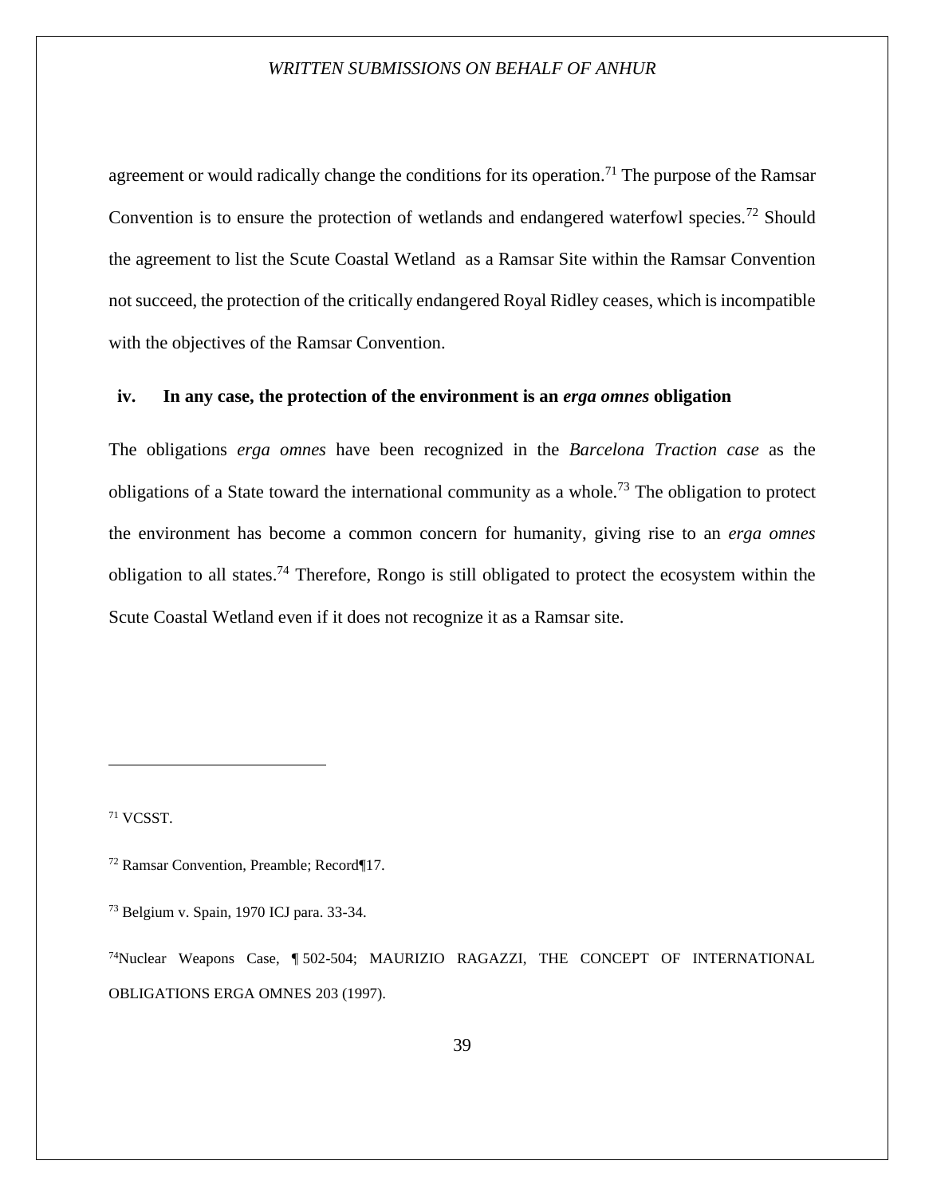agreement or would radically change the conditions for its operation.[71] The purpose of the Ramsar Convention is to ensure the protection of wetlands and endangered waterfowl species.[72] Should the agreement to list the Scute Coastal Wetland as a Ramsar Site within the Ramsar Convention not succeed, the protection of the critically endangered Royal Ridley ceases, which is incompatible with the objectives of the Ramsar Convention.

**iv. In any case, the protection of the environment is an *erga omnes* obligation**

The obligations *erga omnes* have been recognized in the *Barcelona Traction case* as the obligations of a State toward the international community as a whole.[73] The obligation to protect the environment has become a common concern for humanity, giving rise to an *erga omnes* obligation to all states.[74] Therefore, Rongo is still obligated to protect the ecosystem within the Scute Coastal Wetland even if it does not recognize it as a Ramsar site.

---

[71] VCSST.

[72] Ramsar Convention, Preamble; Record¶17.

[73] Belgium v. Spain, 1970 ICJ para. 33-34.

[74] Nuclear Weapons Case, ¶ 502-504; MAURIZIO RAGAZZI, THE CONCEPT OF INTERNATIONAL OBLIGATIONS ERGA OMNES 203 (1997).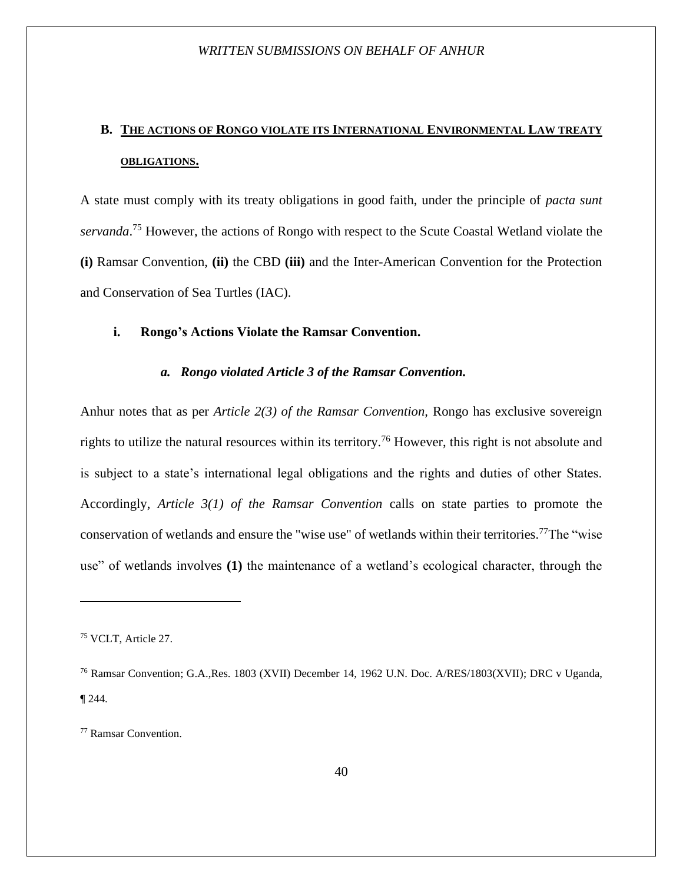## B. THE ACTIONS OF RONGO VIOLATE ITS INTERNATIONAL ENVIRONMENTAL LAW TREATY OBLIGATIONS.

A state must comply with its treaty obligations in good faith, under the principle of *pacta sunt servanda*.[75] However, the actions of Rongo with respect to the Scute Coastal Wetland violate the **(i)** Ramsar Convention, **(ii)** the CBD **(iii)** and the Inter-American Convention for the Protection and Conservation of Sea Turtles (IAC).

### i. Rongo's Actions Violate the Ramsar Convention.

#### *a. Rongo violated Article 3 of the Ramsar Convention.*

Anhur notes that as per *Article 2(3) of the Ramsar Convention,* Rongo has exclusive sovereign rights to utilize the natural resources within its territory.[76] However, this right is not absolute and is subject to a state's international legal obligations and the rights and duties of other States. Accordingly, *Article 3(1) of the Ramsar Convention* calls on state parties to promote the conservation of wetlands and ensure the "wise use" of wetlands within their territories.[77]The "wise use" of wetlands involves **(1)** the maintenance of a wetland's ecological character, through the

---

[75] VCLT, Article 27.

[76] Ramsar Convention; G.A.,Res. 1803 (XVII) December 14, 1962 U.N. Doc. A/RES/1803(XVII); DRC v Uganda, ¶ 244.

[77] Ramsar Convention.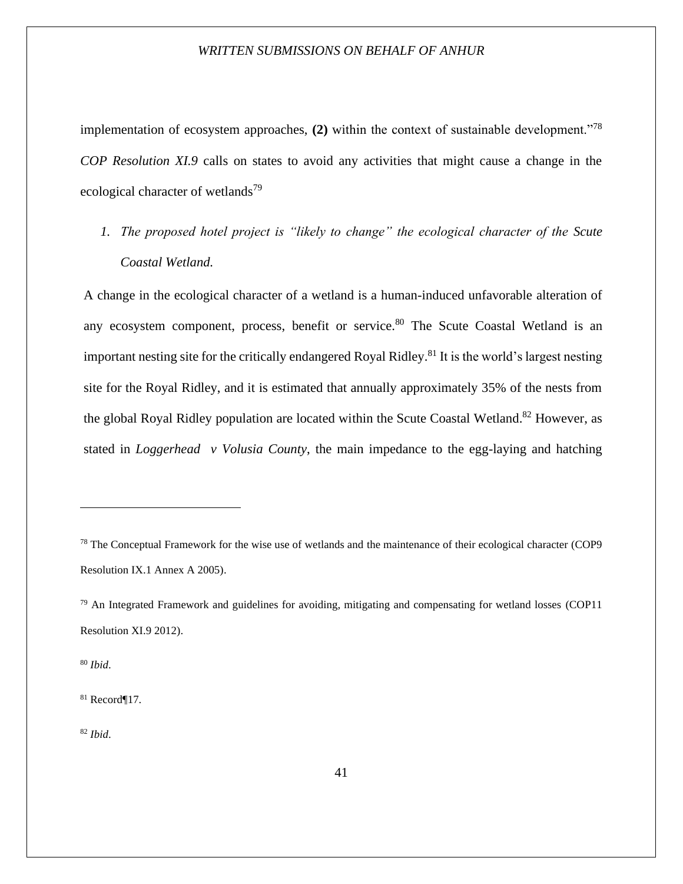implementation of ecosystem approaches, **(2)** within the context of sustainable development."[78] *COP Resolution XI.9* calls on states to avoid any activities that might cause a change in the ecological character of wetlands[79]

1. *The proposed hotel project is "likely to change" the ecological character of the Scute Coastal Wetland.*

A change in the ecological character of a wetland is a human-induced unfavorable alteration of any ecosystem component, process, benefit or service.[80] The Scute Coastal Wetland is an important nesting site for the critically endangered Royal Ridley.[81] It is the world's largest nesting site for the Royal Ridley, and it is estimated that annually approximately 35% of the nests from the global Royal Ridley population are located within the Scute Coastal Wetland.[82] However, as stated in *Loggerhead v Volusia County*, the main impedance to the egg-laying and hatching

---

[78] The Conceptual Framework for the wise use of wetlands and the maintenance of their ecological character (COP9 Resolution IX.1 Annex A 2005).

[79] An Integrated Framework and guidelines for avoiding, mitigating and compensating for wetland losses (COP11 Resolution XI.9 2012).

[80] *Ibid*.

[81] Record¶17.

[82] *Ibid*.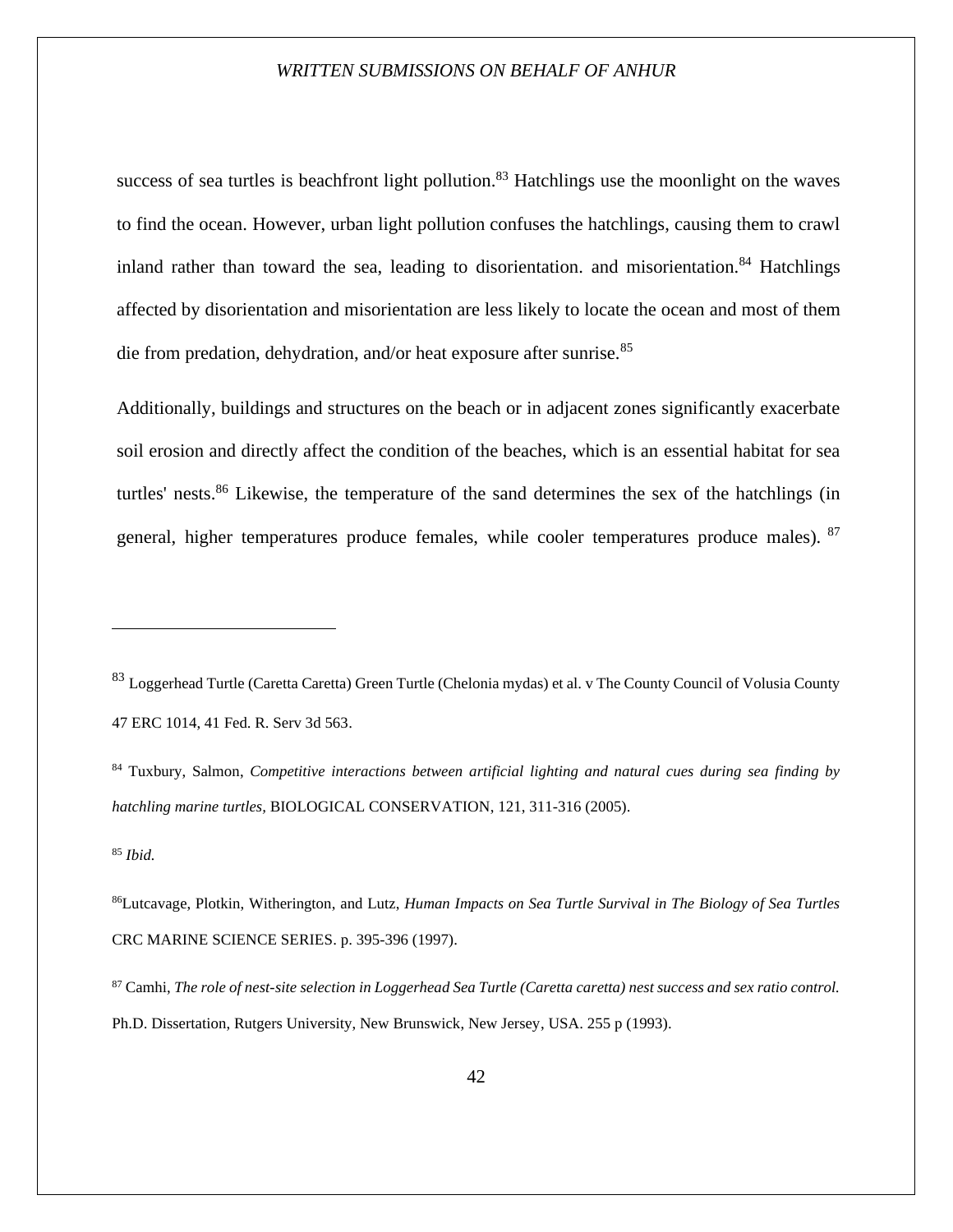success of sea turtles is beachfront light pollution.[83] Hatchlings use the moonlight on the waves to find the ocean. However, urban light pollution confuses the hatchlings, causing them to crawl inland rather than toward the sea, leading to disorientation. and misorientation.[84] Hatchlings affected by disorientation and misorientation are less likely to locate the ocean and most of them die from predation, dehydration, and/or heat exposure after sunrise.[85]

Additionally, buildings and structures on the beach or in adjacent zones significantly exacerbate soil erosion and directly affect the condition of the beaches, which is an essential habitat for sea turtles' nests.[86] Likewise, the temperature of the sand determines the sex of the hatchlings (in general, higher temperatures produce females, while cooler temperatures produce males). [87]

---

[83] Loggerhead Turtle (Caretta Caretta) Green Turtle (Chelonia mydas) et al. v The County Council of Volusia County 47 ERC 1014, 41 Fed. R. Serv 3d 563.

[84] Tuxbury, Salmon, *Competitive interactions between artificial lighting and natural cues during sea finding by hatchling marine turtles*, BIOLOGICAL CONSERVATION, 121, 311-316 (2005).

[85] *Ibid.*

[86] Lutcavage, Plotkin, Witherington, and Lutz, *Human Impacts on Sea Turtle Survival in The Biology of Sea Turtles* CRC MARINE SCIENCE SERIES. p. 395-396 (1997).

[87] Camhi, *The role of nest-site selection in Loggerhead Sea Turtle (Caretta caretta) nest success and sex ratio control.* Ph.D. Dissertation, Rutgers University, New Brunswick, New Jersey, USA. 255 p (1993).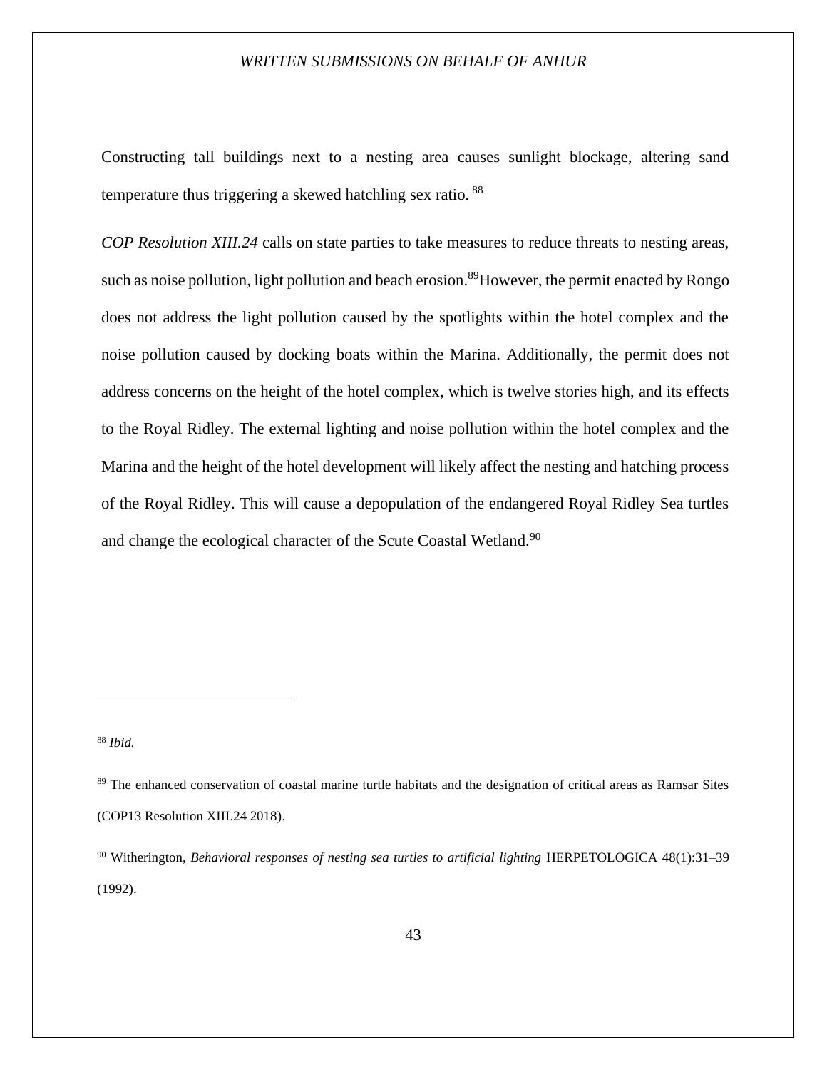Constructing tall buildings next to a nesting area causes sunlight blockage, altering sand temperature thus triggering a skewed hatchling sex ratio. [88]

*COP Resolution XIII.24* calls on state parties to take measures to reduce threats to nesting areas, such as noise pollution, light pollution and beach erosion.[89]However, the permit enacted by Rongo does not address the light pollution caused by the spotlights within the hotel complex and the noise pollution caused by docking boats within the Marina. Additionally, the permit does not address concerns on the height of the hotel complex, which is twelve stories high, and its effects to the Royal Ridley. The external lighting and noise pollution within the hotel complex and the Marina and the height of the hotel development will likely affect the nesting and hatching process of the Royal Ridley. This will cause a depopulation of the endangered Royal Ridley Sea turtles and change the ecological character of the Scute Coastal Wetland.[90]

---

[88] *Ibid.*

[89] The enhanced conservation of coastal marine turtle habitats and the designation of critical areas as Ramsar Sites (COP13 Resolution XIII.24 2018).

[90] Witherington, *Behavioral responses of nesting sea turtles to artificial lighting* HERPETOLOGICA 48(1):31–39 (1992).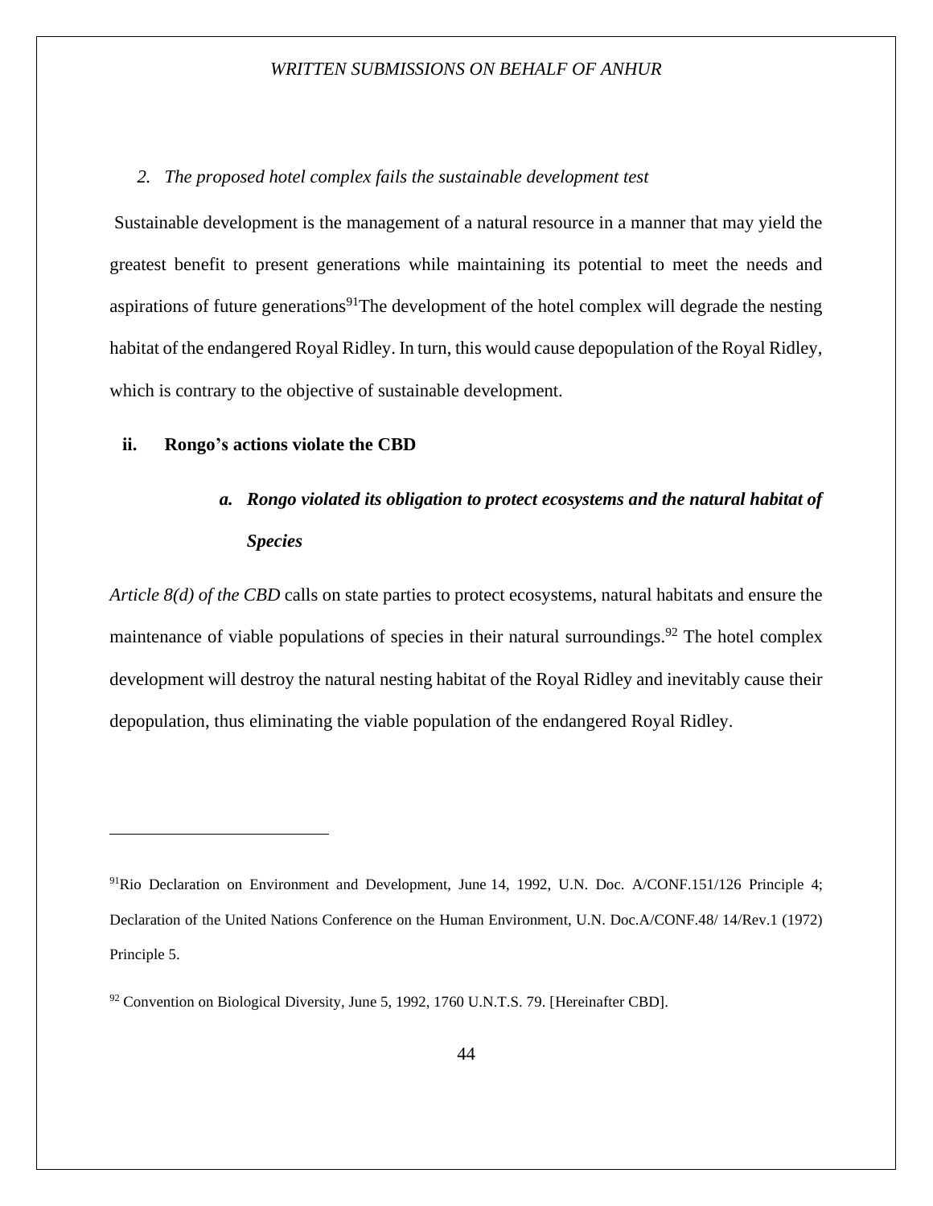*2. The proposed hotel complex fails the sustainable development test*

Sustainable development is the management of a natural resource in a manner that may yield the greatest benefit to present generations while maintaining its potential to meet the needs and aspirations of future generations[91]The development of the hotel complex will degrade the nesting habitat of the endangered Royal Ridley. In turn, this would cause depopulation of the Royal Ridley, which is contrary to the objective of sustainable development.

**ii. Rongo's actions violate the CBD**

***a. Rongo violated its obligation to protect ecosystems and the natural habitat of Species***

*Article 8(d) of the CBD* calls on state parties to protect ecosystems, natural habitats and ensure the maintenance of viable populations of species in their natural surroundings.[92] The hotel complex development will destroy the natural nesting habitat of the Royal Ridley and inevitably cause their depopulation, thus eliminating the viable population of the endangered Royal Ridley.

---

[91]Rio Declaration on Environment and Development, June 14, 1992, U.N. Doc. A/CONF.151/126 Principle 4; Declaration of the United Nations Conference on the Human Environment, U.N. Doc.A/CONF.48/ 14/Rev.1 (1972) Principle 5.

[92] Convention on Biological Diversity, June 5, 1992, 1760 U.N.T.S. 79. [Hereinafter CBD].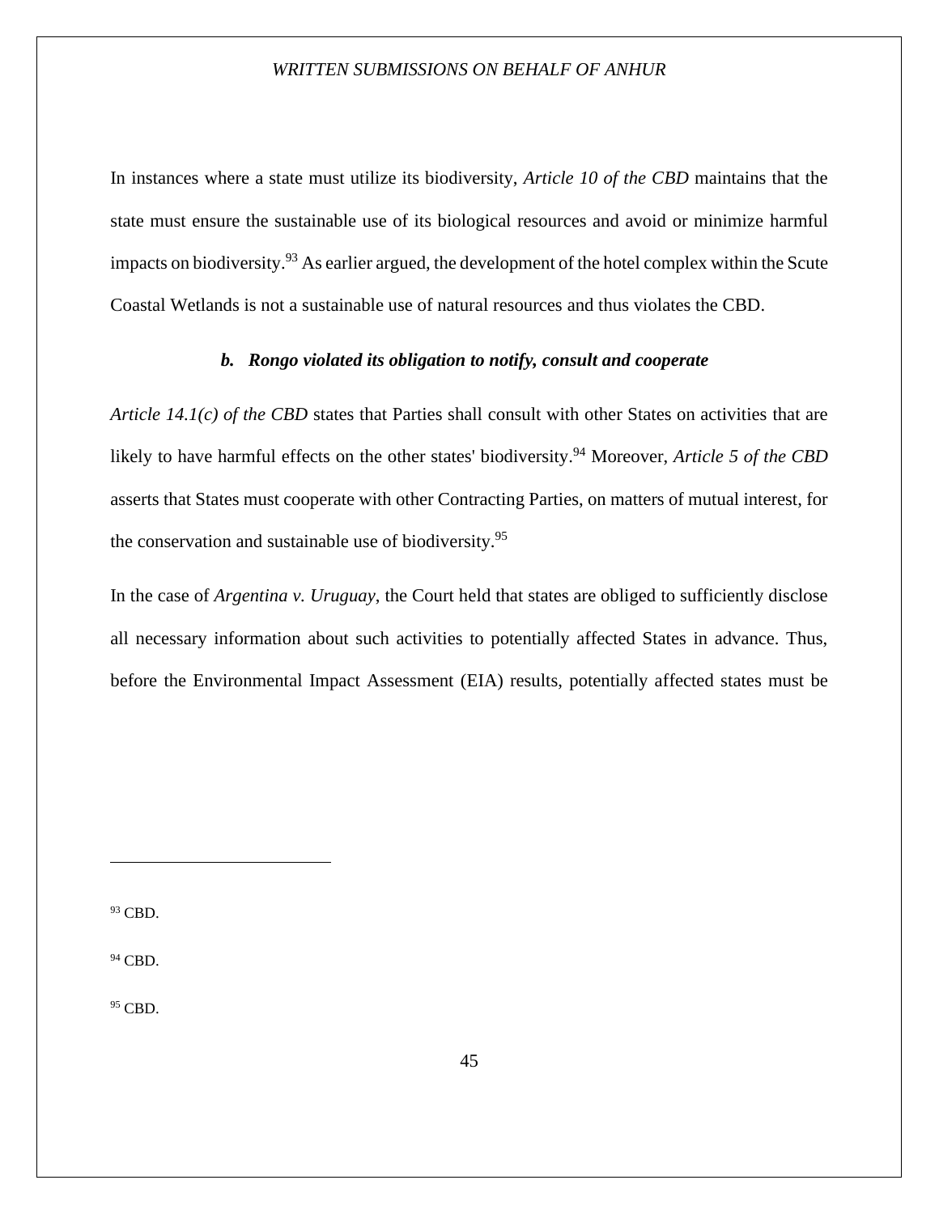In instances where a state must utilize its biodiversity, *Article 10 of the CBD* maintains that the state must ensure the sustainable use of its biological resources and avoid or minimize harmful impacts on biodiversity.[93] As earlier argued, the development of the hotel complex within the Scute Coastal Wetlands is not a sustainable use of natural resources and thus violates the CBD.

### *b. Rongo violated its obligation to notify, consult and cooperate*

*Article 14.1(c) of the CBD* states that Parties shall consult with other States on activities that are likely to have harmful effects on the other states' biodiversity.[94] Moreover, *Article 5 of the CBD* asserts that States must cooperate with other Contracting Parties, on matters of mutual interest, for the conservation and sustainable use of biodiversity.[95]

In the case of *Argentina v. Uruguay*, the Court held that states are obliged to sufficiently disclose all necessary information about such activities to potentially affected States in advance. Thus, before the Environmental Impact Assessment (EIA) results, potentially affected states must be

---

[93] CBD.

[94] CBD.

[95] CBD.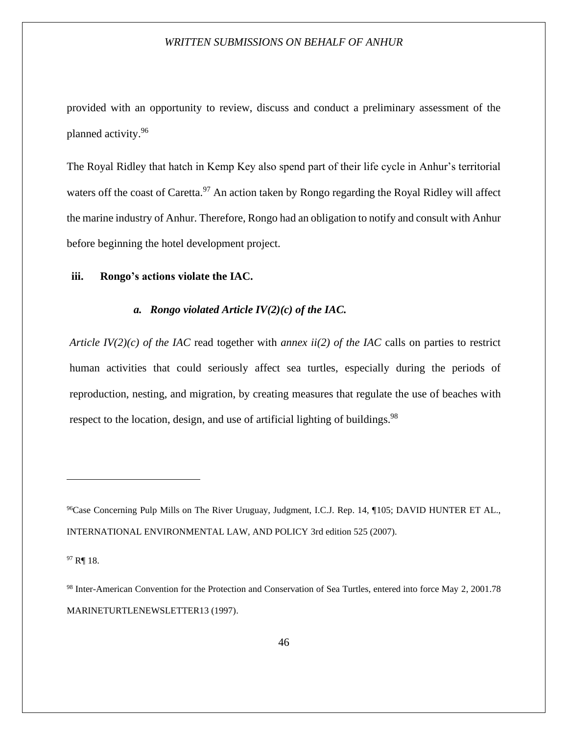provided with an opportunity to review, discuss and conduct a preliminary assessment of the planned activity.[96]

The Royal Ridley that hatch in Kemp Key also spend part of their life cycle in Anhur's territorial waters off the coast of Caretta.[97] An action taken by Rongo regarding the Royal Ridley will affect the marine industry of Anhur. Therefore, Rongo had an obligation to notify and consult with Anhur before beginning the hotel development project.

**iii. Rongo's actions violate the IAC.**

***a. Rongo violated Article IV(2)(c) of the IAC.***

*Article IV(2)(c) of the IAC* read together with *annex ii(2) of the IAC* calls on parties to restrict human activities that could seriously affect sea turtles, especially during the periods of reproduction, nesting, and migration, by creating measures that regulate the use of beaches with respect to the location, design, and use of artificial lighting of buildings.[98]

---

[96] Case Concerning Pulp Mills on The River Uruguay, Judgment, I.C.J. Rep. 14, ¶105; DAVID HUNTER ET AL., INTERNATIONAL ENVIRONMENTAL LAW, AND POLICY 3rd edition 525 (2007).

[97] R¶ 18.

[98] Inter-American Convention for the Protection and Conservation of Sea Turtles, entered into force May 2, 2001.78 MARINETURTLENEWSLETTER13 (1997).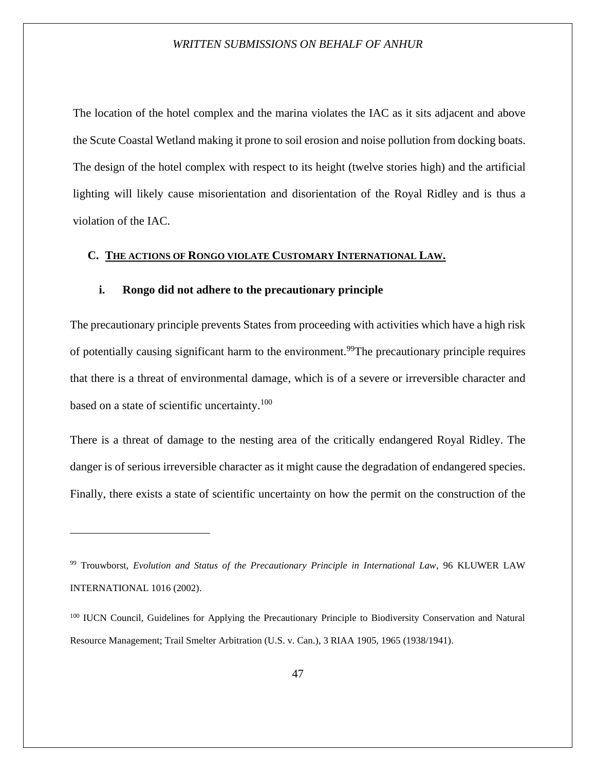The location of the hotel complex and the marina violates the IAC as it sits adjacent and above the Scute Coastal Wetland making it prone to soil erosion and noise pollution from docking boats. The design of the hotel complex with respect to its height (twelve stories high) and the artificial lighting will likely cause misorientation and disorientation of the Royal Ridley and is thus a violation of the IAC.

### C. THE ACTIONS OF RONGO VIOLATE CUSTOMARY INTERNATIONAL LAW.

#### i. Rongo did not adhere to the precautionary principle

The precautionary principle prevents States from proceeding with activities which have a high risk of potentially causing significant harm to the environment.[99]The precautionary principle requires that there is a threat of environmental damage, which is of a severe or irreversible character and based on a state of scientific uncertainty.[100]

There is a threat of damage to the nesting area of the critically endangered Royal Ridley. The danger is of serious irreversible character as it might cause the degradation of endangered species. Finally, there exists a state of scientific uncertainty on how the permit on the construction of the

---

[99] Trouwborst, *Evolution and Status of the Precautionary Principle in International Law*, 96 KLUWER LAW INTERNATIONAL 1016 (2002).

[100] IUCN Council, Guidelines for Applying the Precautionary Principle to Biodiversity Conservation and Natural Resource Management; Trail Smelter Arbitration (U.S. v. Can.), 3 RIAA 1905, 1965 (1938/1941).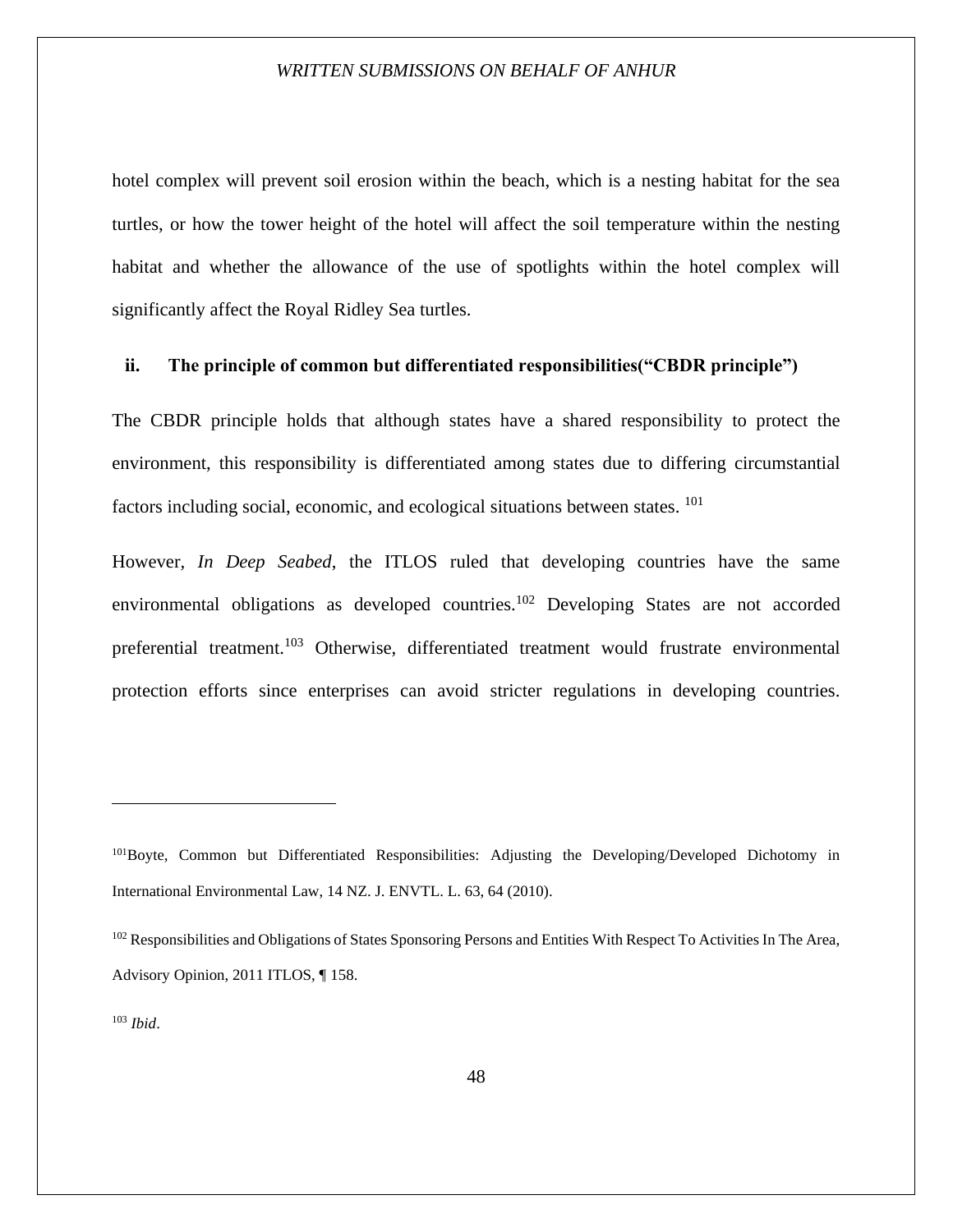hotel complex will prevent soil erosion within the beach, which is a nesting habitat for the sea turtles, or how the tower height of the hotel will affect the soil temperature within the nesting habitat and whether the allowance of the use of spotlights within the hotel complex will significantly affect the Royal Ridley Sea turtles.

**ii. The principle of common but differentiated responsibilities("CBDR principle")**

The CBDR principle holds that although states have a shared responsibility to protect the environment, this responsibility is differentiated among states due to differing circumstantial factors including social, economic, and ecological situations between states. [101]

However, *In Deep Seabed*, the ITLOS ruled that developing countries have the same environmental obligations as developed countries.[102] Developing States are not accorded preferential treatment.[103] Otherwise, differentiated treatment would frustrate environmental protection efforts since enterprises can avoid stricter regulations in developing countries.

---

[101]Boyte, Common but Differentiated Responsibilities: Adjusting the Developing/Developed Dichotomy in International Environmental Law, 14 NZ. J. ENVTL. L. 63, 64 (2010).

[102] Responsibilities and Obligations of States Sponsoring Persons and Entities With Respect To Activities In The Area, Advisory Opinion, 2011 ITLOS, ¶ 158.

[103] *Ibid*.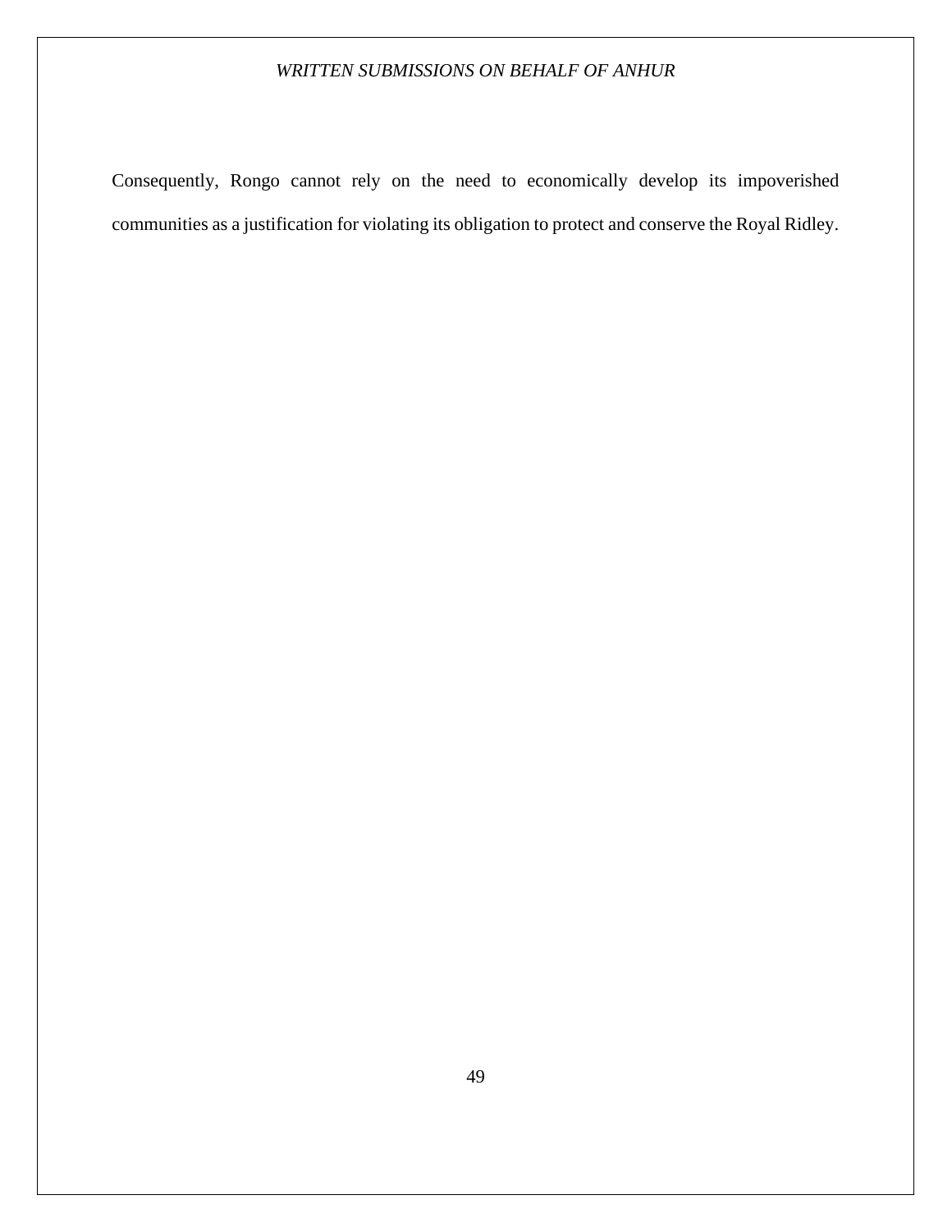Consequently, Rongo cannot rely on the need to economically develop its impoverished communities as a justification for violating its obligation to protect and conserve the Royal Ridley.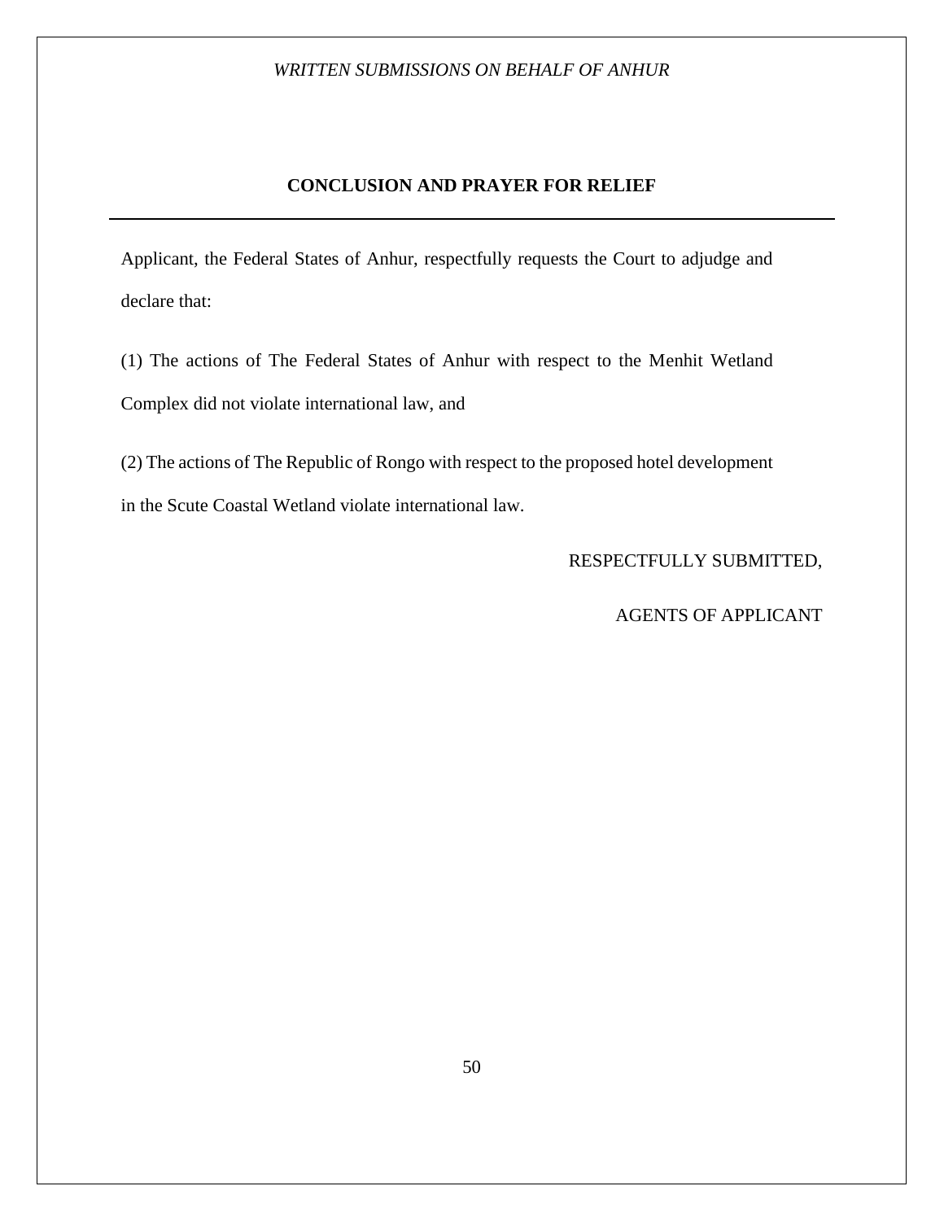## CONCLUSION AND PRAYER FOR RELIEF

Applicant, the Federal States of Anhur, respectfully requests the Court to adjudge and declare that:

(1) The actions of The Federal States of Anhur with respect to the Menhit Wetland Complex did not violate international law, and

(2) The actions of The Republic of Rongo with respect to the proposed hotel development in the Scute Coastal Wetland violate international law.

RESPECTFULLY SUBMITTED,

AGENTS OF APPLICANT